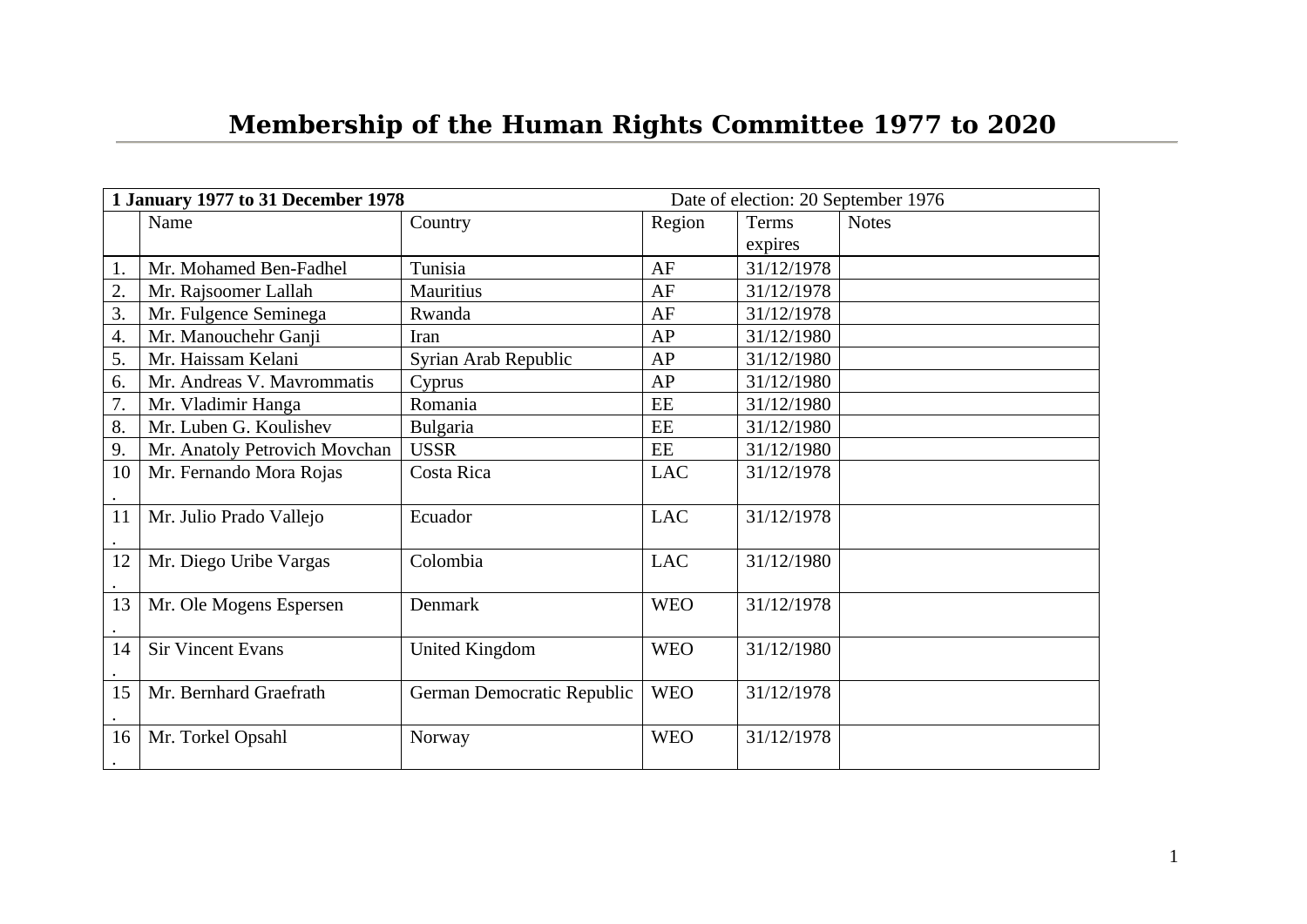# Membership of the Human Rights Committee 1977 to 2020

| **1 January 1977 to 31 December 1978** | | Date of election: 20 September 1976 | | | |
|---|---|---|---|---|---|
| | Name | Country | Region | Terms expires | Notes |
| 1. | Mr. Mohamed Ben-Fadhel | Tunisia | AF | 31/12/1978 | |
| 2. | Mr. Rajsoomer Lallah | Mauritius | AF | 31/12/1978 | |
| 3. | Mr. Fulgence Seminega | Rwanda | AF | 31/12/1978 | |
| 4. | Mr. Manouchehr Ganji | Iran | AP | 31/12/1980 | |
| 5. | Mr. Haissam Kelani | Syrian Arab Republic | AP | 31/12/1980 | |
| 6. | Mr. Andreas V. Mavrommatis | Cyprus | AP | 31/12/1980 | |
| 7. | Mr. Vladimir Hanga | Romania | EE | 31/12/1980 | |
| 8. | Mr. Luben G. Koulishev | Bulgaria | EE | 31/12/1980 | |
| 9. | Mr. Anatoly Petrovich Movchan | USSR | EE | 31/12/1980 | |
| 10. | Mr. Fernando Mora Rojas | Costa Rica | LAC | 31/12/1978 | |
| 11. | Mr. Julio Prado Vallejo | Ecuador | LAC | 31/12/1978 | |
| 12. | Mr. Diego Uribe Vargas | Colombia | LAC | 31/12/1980 | |
| 13. | Mr. Ole Mogens Espersen | Denmark | WEO | 31/12/1978 | |
| 14. | Sir Vincent Evans | United Kingdom | WEO | 31/12/1980 | |
| 15. | Mr. Bernhard Graefrath | German Democratic Republic | WEO | 31/12/1978 | |
| 16. | Mr. Torkel Opsahl | Norway | WEO | 31/12/1978 | |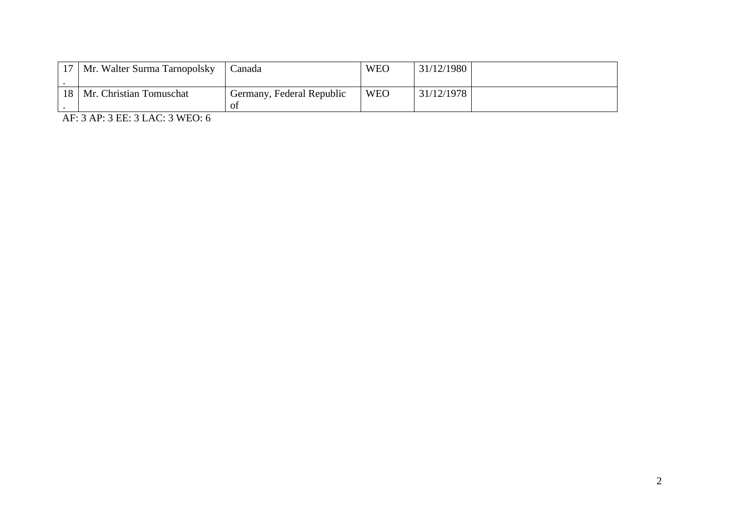| | | | | | |
|---|---|---|---|---|---|
| 17. | Mr. Walter Surma Tarnopolsky | Canada | WEO | 31/12/1980 | |
| 18. | Mr. Christian Tomuschat | Germany, Federal Republic of | WEO | 31/12/1978 | |

AF: 3 AP: 3 EE: 3 LAC: 3 WEO: 6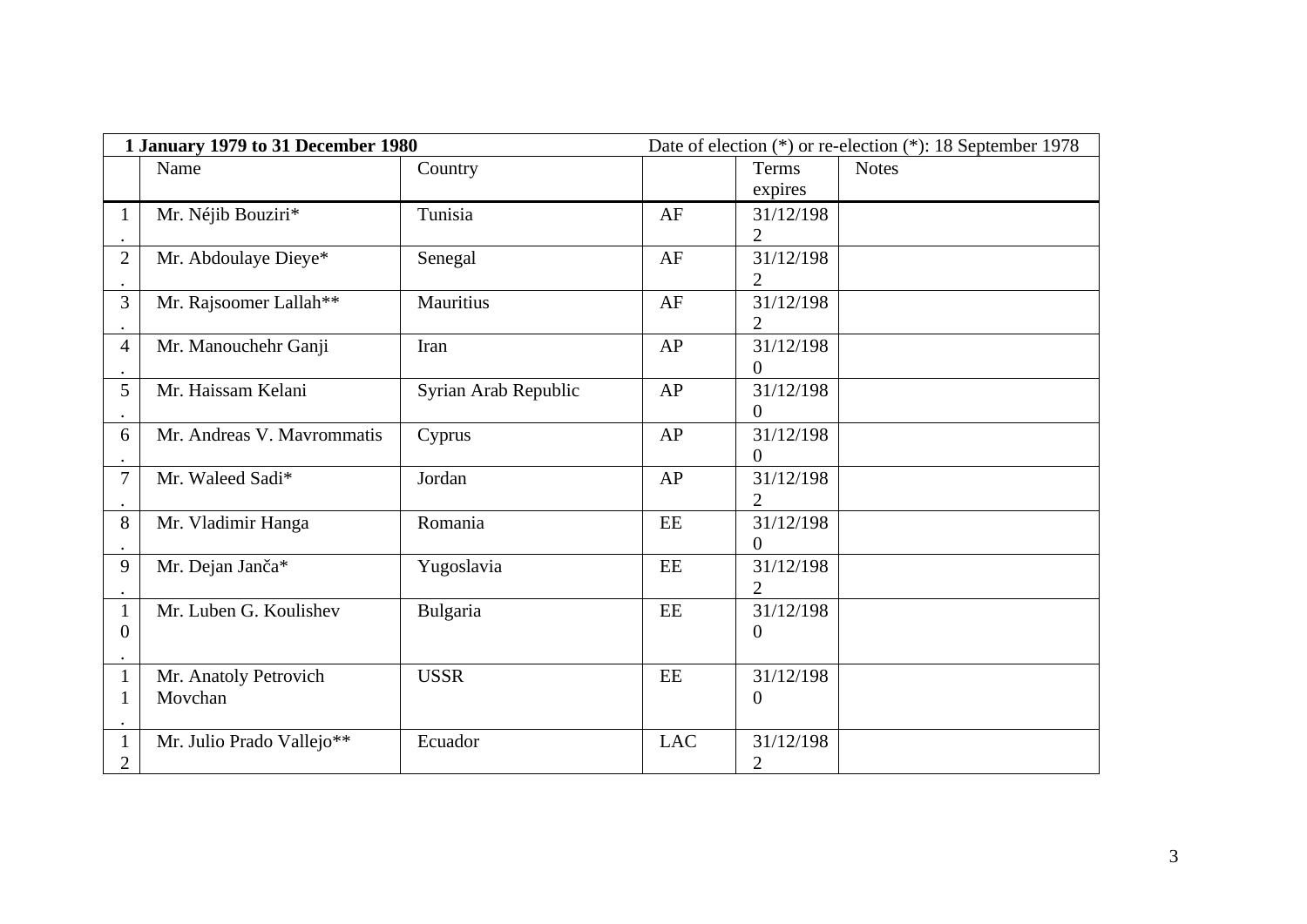| 1 January 1979 to 31 December 1980 | | | Date of election (*) or re-election (*): 18 September 1978 | | |
|---|---|---|---|---|---|
| | Name | Country | | Terms expires | Notes |
| 1. | Mr. Néjib Bouziri* | Tunisia | AF | 31/12/1982 | |
| 2. | Mr. Abdoulaye Dieye* | Senegal | AF | 31/12/1982 | |
| 3. | Mr. Rajsoomer Lallah** | Mauritius | AF | 31/12/1982 | |
| 4. | Mr. Manouchehr Ganji | Iran | AP | 31/12/1980 | |
| 5. | Mr. Haissam Kelani | Syrian Arab Republic | AP | 31/12/1980 | |
| 6. | Mr. Andreas V. Mavrommatis | Cyprus | AP | 31/12/1980 | |
| 7. | Mr. Waleed Sadi* | Jordan | AP | 31/12/1982 | |
| 8. | Mr. Vladimir Hanga | Romania | EE | 31/12/1980 | |
| 9. | Mr. Dejan Janča* | Yugoslavia | EE | 31/12/1982 | |
| 10. | Mr. Luben G. Koulishev | Bulgaria | EE | 31/12/1980 | |
| 11. | Mr. Anatoly Petrovich Movchan | USSR | EE | 31/12/1980 | |
| 12 | Mr. Julio Prado Vallejo** | Ecuador | LAC | 31/12/1982 | |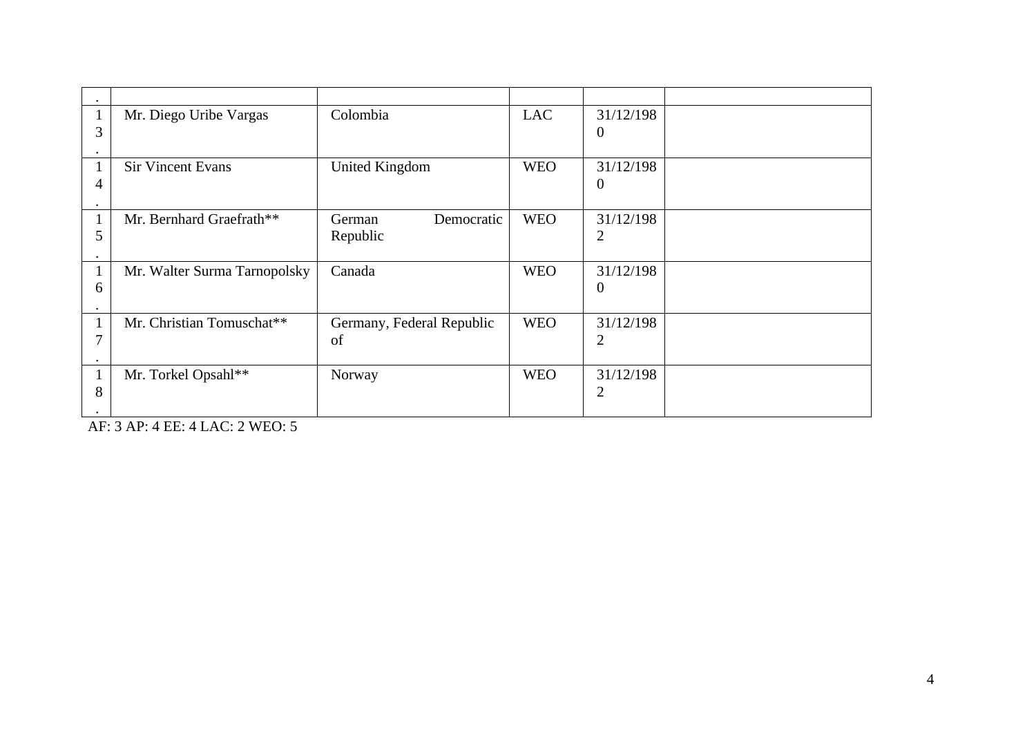| . | | | | | |
|---|---|---|---|---|---|
| 13. | Mr. Diego Uribe Vargas | Colombia | LAC | 31/12/1980 | |
| 14. | Sir Vincent Evans | United Kingdom | WEO | 31/12/1980 | |
| 15. | Mr. Bernhard Graefrath** | German Democratic Republic | WEO | 31/12/1982 | |
| 16. | Mr. Walter Surma Tarnopolsky | Canada | WEO | 31/12/1980 | |
| 17. | Mr. Christian Tomuschat** | Germany, Federal Republic of | WEO | 31/12/1982 | |
| 18. | Mr. Torkel Opsahl** | Norway | WEO | 31/12/1982 | |

AF: 3 AP: 4 EE: 4 LAC: 2 WEO: 5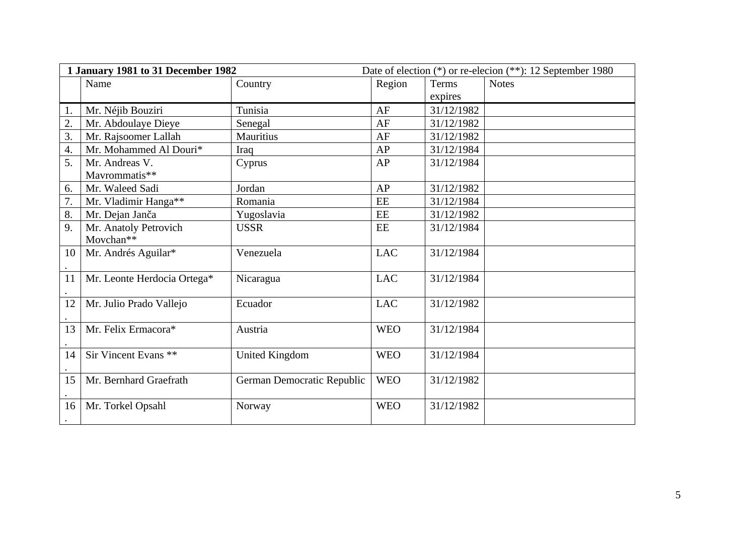| **1 January 1981 to 31 December 1982** | | | | Date of election (*) or re-elecion (**): 12 September 1980 | |
|---|---|---|---|---|---|
| | Name | Country | Region | Terms expires | Notes |
| 1. | Mr. Néjib Bouziri | Tunisia | AF | 31/12/1982 | |
| 2. | Mr. Abdoulaye Dieye | Senegal | AF | 31/12/1982 | |
| 3. | Mr. Rajsoomer Lallah | Mauritius | AF | 31/12/1982 | |
| 4. | Mr. Mohammed Al Douri* | Iraq | AP | 31/12/1984 | |
| 5. | Mr. Andreas V. Mavrommatis** | Cyprus | AP | 31/12/1984 | |
| 6. | Mr. Waleed Sadi | Jordan | AP | 31/12/1982 | |
| 7. | Mr. Vladimir Hanga** | Romania | EE | 31/12/1984 | |
| 8. | Mr. Dejan Janča | Yugoslavia | EE | 31/12/1982 | |
| 9. | Mr. Anatoly Petrovich Movchan** | USSR | EE | 31/12/1984 | |
| 10. | Mr. Andrés Aguilar* | Venezuela | LAC | 31/12/1984 | |
| 11. | Mr. Leonte Herdocia Ortega* | Nicaragua | LAC | 31/12/1984 | |
| 12. | Mr. Julio Prado Vallejo | Ecuador | LAC | 31/12/1982 | |
| 13. | Mr. Felix Ermacora* | Austria | WEO | 31/12/1984 | |
| 14. | Sir Vincent Evans ** | United Kingdom | WEO | 31/12/1984 | |
| 15. | Mr. Bernhard Graefrath | German Democratic Republic | WEO | 31/12/1982 | |
| 16. | Mr. Torkel Opsahl | Norway | WEO | 31/12/1982 | |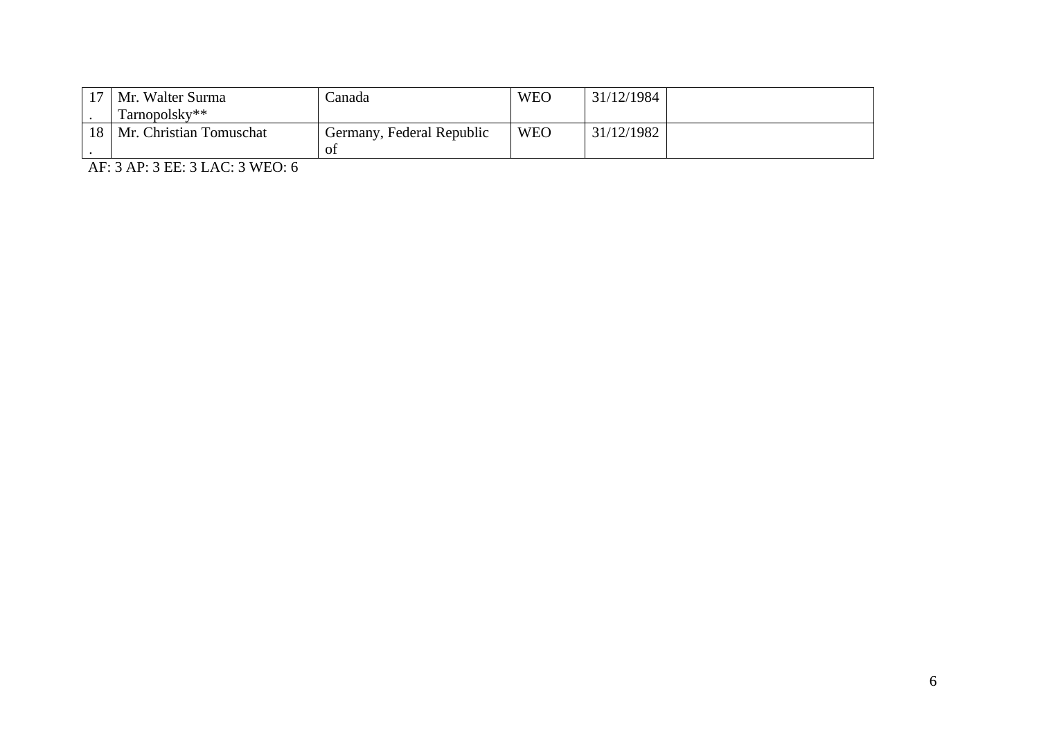| | | | | | |
|---|---|---|---|---|---|
| 17. | Mr. Walter Surma Tarnopolsky** | Canada | WEO | 31/12/1984 | |
| 18. | Mr. Christian Tomuschat | Germany, Federal Republic of | WEO | 31/12/1982 | |

AF: 3 AP: 3 EE: 3 LAC: 3 WEO: 6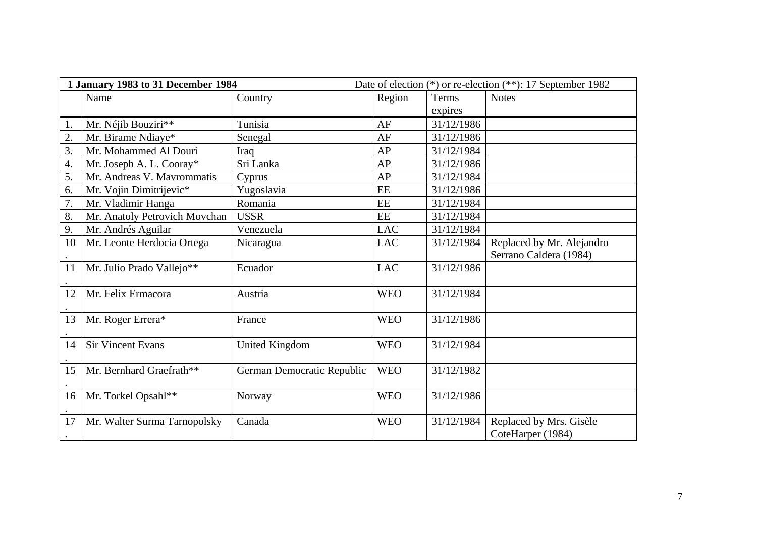| 1 January 1983 to 31 December 1984 | | Date of election (*) or re-election (**): 17 September 1982 | | | |
|---|---|---|---|---|---|
| | Name | Country | Region | Terms expires | Notes |
| 1. | Mr. Néjib Bouziri** | Tunisia | AF | 31/12/1986 | |
| 2. | Mr. Birame Ndiaye* | Senegal | AF | 31/12/1986 | |
| 3. | Mr. Mohammed Al Douri | Iraq | AP | 31/12/1984 | |
| 4. | Mr. Joseph A. L. Cooray* | Sri Lanka | AP | 31/12/1986 | |
| 5. | Mr. Andreas V. Mavrommatis | Cyprus | AP | 31/12/1984 | |
| 6. | Mr. Vojin Dimitrijevic* | Yugoslavia | EE | 31/12/1986 | |
| 7. | Mr. Vladimir Hanga | Romania | EE | 31/12/1984 | |
| 8. | Mr. Anatoly Petrovich Movchan | USSR | EE | 31/12/1984 | |
| 9. | Mr. Andrés Aguilar | Venezuela | LAC | 31/12/1984 | |
| 10. | Mr. Leonte Herdocia Ortega | Nicaragua | LAC | 31/12/1984 | Replaced by Mr. Alejandro Serrano Caldera (1984) |
| 11. | Mr. Julio Prado Vallejo** | Ecuador | LAC | 31/12/1986 | |
| 12. | Mr. Felix Ermacora | Austria | WEO | 31/12/1984 | |
| 13. | Mr. Roger Errera* | France | WEO | 31/12/1986 | |
| 14. | Sir Vincent Evans | United Kingdom | WEO | 31/12/1984 | |
| 15. | Mr. Bernhard Graefrath** | German Democratic Republic | WEO | 31/12/1982 | |
| 16. | Mr. Torkel Opsahl** | Norway | WEO | 31/12/1986 | |
| 17. | Mr. Walter Surma Tarnopolsky | Canada | WEO | 31/12/1984 | Replaced by Mrs. Gisèle CoteHarper (1984) |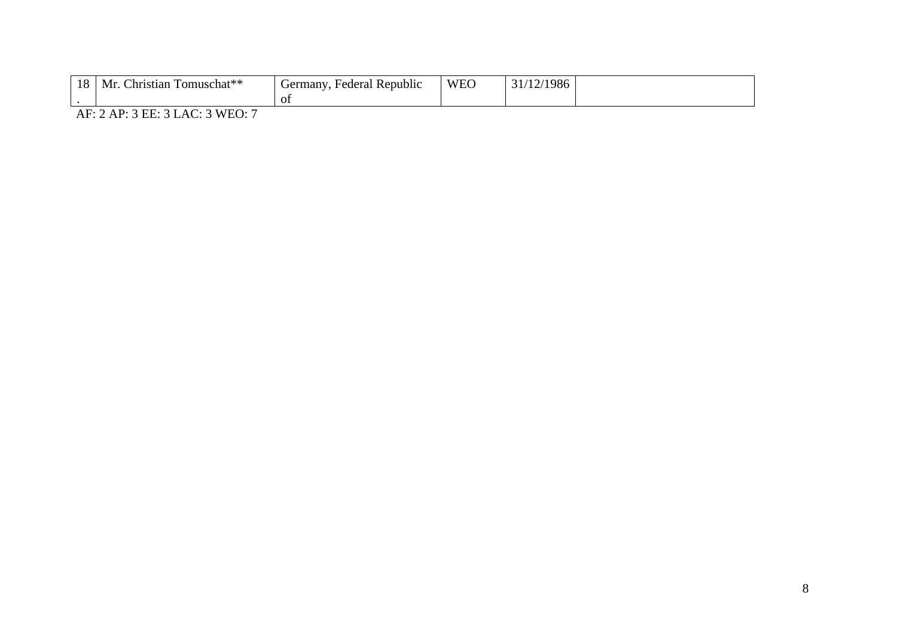| | | | | | |
|---|---|---|---|---|---|
| 18. | Mr. Christian Tomuschat** | Germany, Federal Republic of | WEO | 31/12/1986 | |

AF: 2 AP: 3 EE: 3 LAC: 3 WEO: 7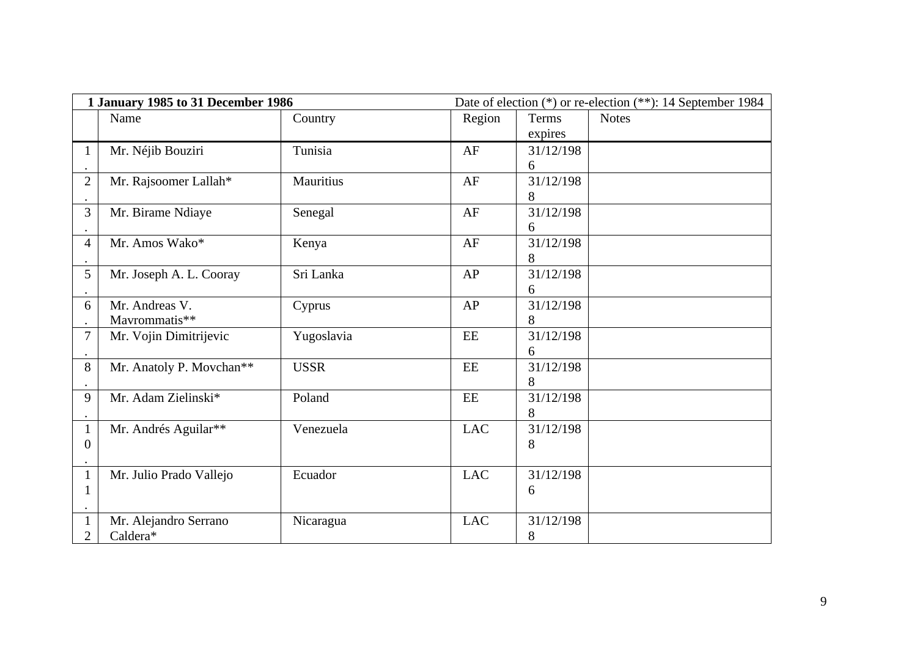| **1 January 1985 to 31 December 1986** | | | Date of election (*) or re-election (**): 14 September 1984 | | |
|---|---|---|---|---|---|
| | Name | Country | Region | Terms expires | Notes |
| 1. | Mr. Néjib Bouziri | Tunisia | AF | 31/12/1986 | |
| 2. | Mr. Rajsoomer Lallah* | Mauritius | AF | 31/12/1988 | |
| 3. | Mr. Birame Ndiaye | Senegal | AF | 31/12/1986 | |
| 4. | Mr. Amos Wako* | Kenya | AF | 31/12/1988 | |
| 5. | Mr. Joseph A. L. Cooray | Sri Lanka | AP | 31/12/1986 | |
| 6. | Mr. Andreas V. Mavrommatis** | Cyprus | AP | 31/12/1988 | |
| 7. | Mr. Vojin Dimitrijevic | Yugoslavia | EE | 31/12/1986 | |
| 8. | Mr. Anatoly P. Movchan** | USSR | EE | 31/12/1988 | |
| 9. | Mr. Adam Zielinski* | Poland | EE | 31/12/1988 | |
| 10. | Mr. Andrés Aguilar** | Venezuela | LAC | 31/12/1988 | |
| 11. | Mr. Julio Prado Vallejo | Ecuador | LAC | 31/12/1986 | |
| 12 | Mr. Alejandro Serrano Caldera* | Nicaragua | LAC | 31/12/1988 | |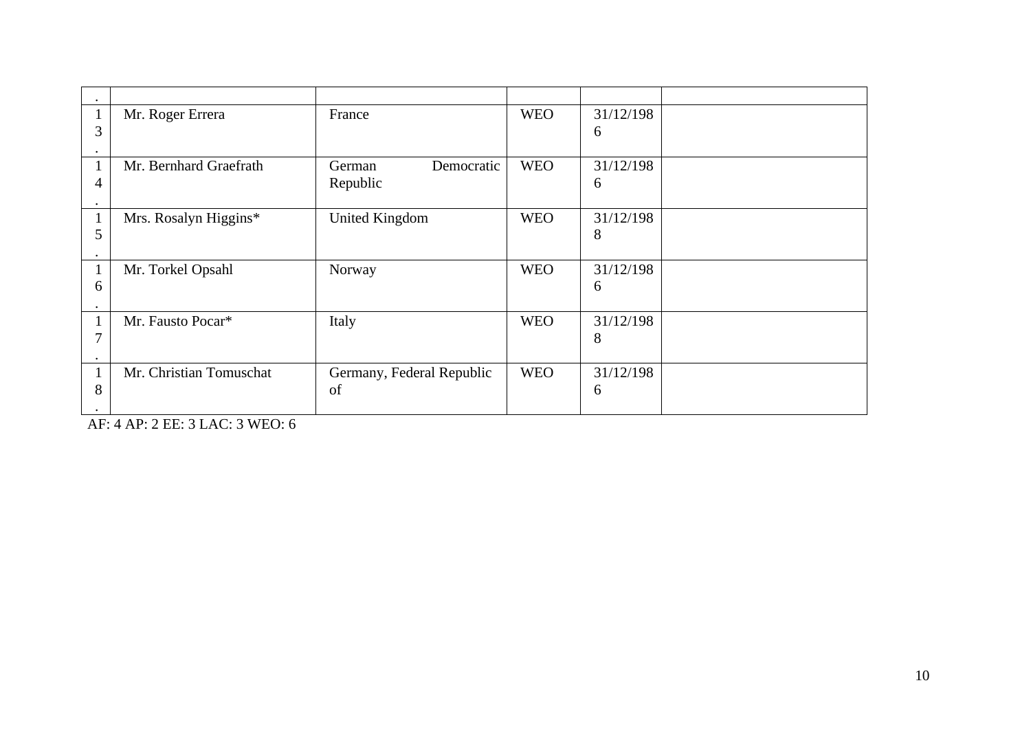| . | | | | | |
|---|---|---|---|---|---|
| 13. | Mr. Roger Errera | France | WEO | 31/12/1986 | |
| 14. | Mr. Bernhard Graefrath | German Democratic Republic | WEO | 31/12/1986 | |
| 15. | Mrs. Rosalyn Higgins* | United Kingdom | WEO | 31/12/1988 | |
| 16. | Mr. Torkel Opsahl | Norway | WEO | 31/12/1986 | |
| 17. | Mr. Fausto Pocar* | Italy | WEO | 31/12/1988 | |
| 18. | Mr. Christian Tomuschat | Germany, Federal Republic of | WEO | 31/12/1986 | |

AF: 4 AP: 2 EE: 3 LAC: 3 WEO: 6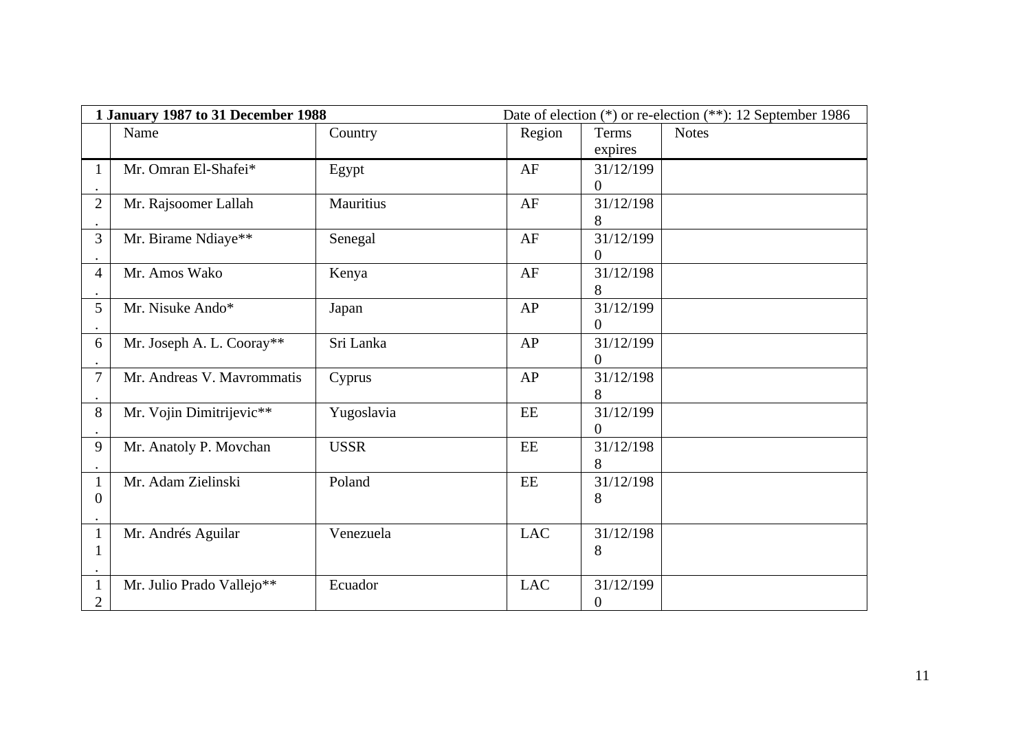| 1 January 1987 to 31 December 1988 | | | Date of election (*) or re-election (**): 12 September 1986 | | |
|---|---|---|---|---|---|
| | Name | Country | Region | Terms expires | Notes |
| 1. | Mr. Omran El-Shafei* | Egypt | AF | 31/12/1990 | |
| 2. | Mr. Rajsoomer Lallah | Mauritius | AF | 31/12/1988 | |
| 3. | Mr. Birame Ndiaye** | Senegal | AF | 31/12/1990 | |
| 4. | Mr. Amos Wako | Kenya | AF | 31/12/1988 | |
| 5. | Mr. Nisuke Ando* | Japan | AP | 31/12/1990 | |
| 6. | Mr. Joseph A. L. Cooray** | Sri Lanka | AP | 31/12/1990 | |
| 7. | Mr. Andreas V. Mavrommatis | Cyprus | AP | 31/12/1988 | |
| 8. | Mr. Vojin Dimitrijevic** | Yugoslavia | EE | 31/12/1990 | |
| 9. | Mr. Anatoly P. Movchan | USSR | EE | 31/12/1988 | |
| 10. | Mr. Adam Zielinski | Poland | EE | 31/12/1988 | |
| 11. | Mr. Andrés Aguilar | Venezuela | LAC | 31/12/1988 | |
| 12 | Mr. Julio Prado Vallejo** | Ecuador | LAC | 31/12/1990 | |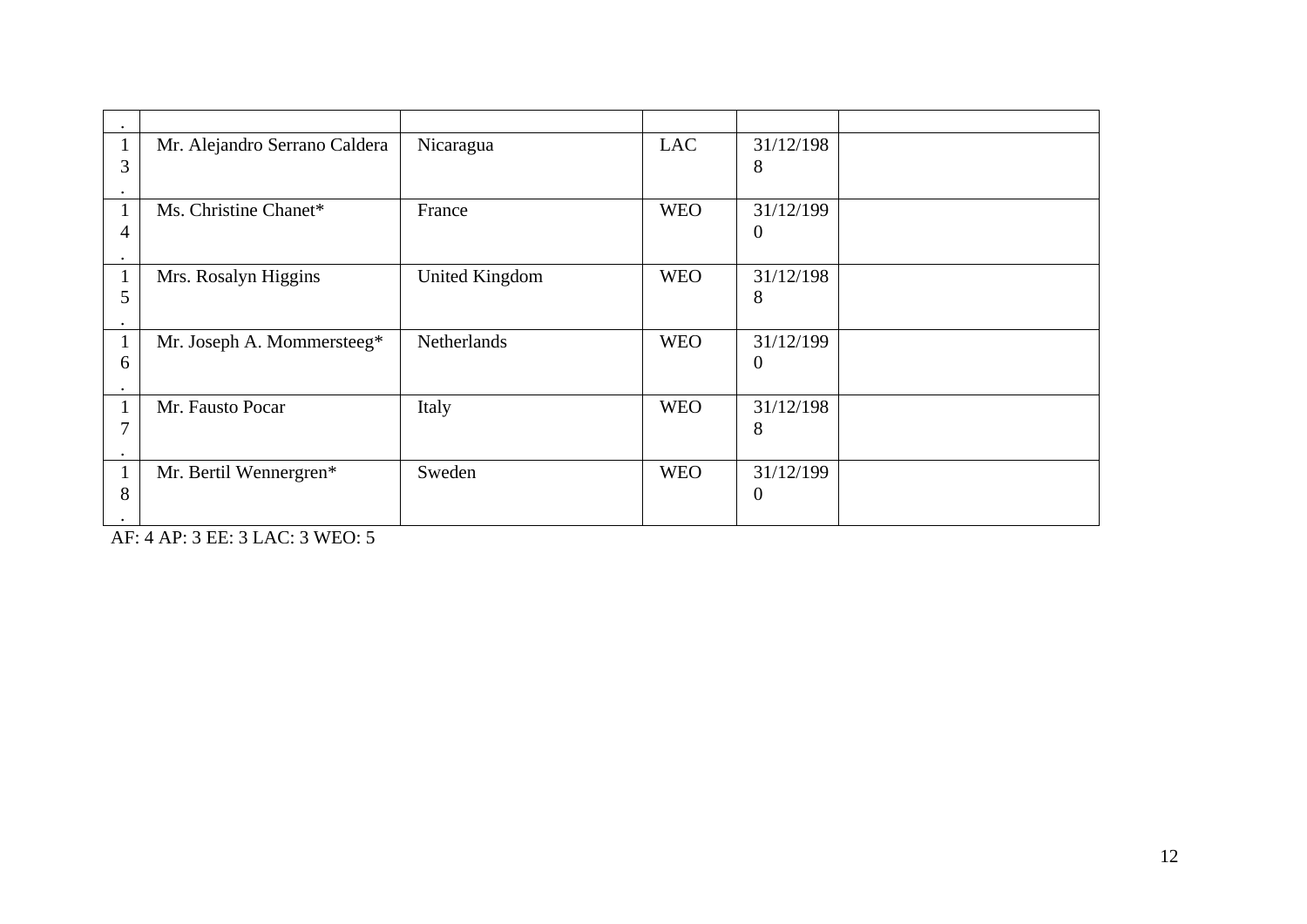| . | | | | | |
|---|---|---|---|---|---|
| 13. | Mr. Alejandro Serrano Caldera | Nicaragua | LAC | 31/12/1988 | |
| 14. | Ms. Christine Chanet* | France | WEO | 31/12/1990 | |
| 15. | Mrs. Rosalyn Higgins | United Kingdom | WEO | 31/12/1988 | |
| 16. | Mr. Joseph A. Mommersteeg* | Netherlands | WEO | 31/12/1990 | |
| 17. | Mr. Fausto Pocar | Italy | WEO | 31/12/1988 | |
| 18. | Mr. Bertil Wennergren* | Sweden | WEO | 31/12/1990 | |

AF: 4 AP: 3 EE: 3 LAC: 3 WEO: 5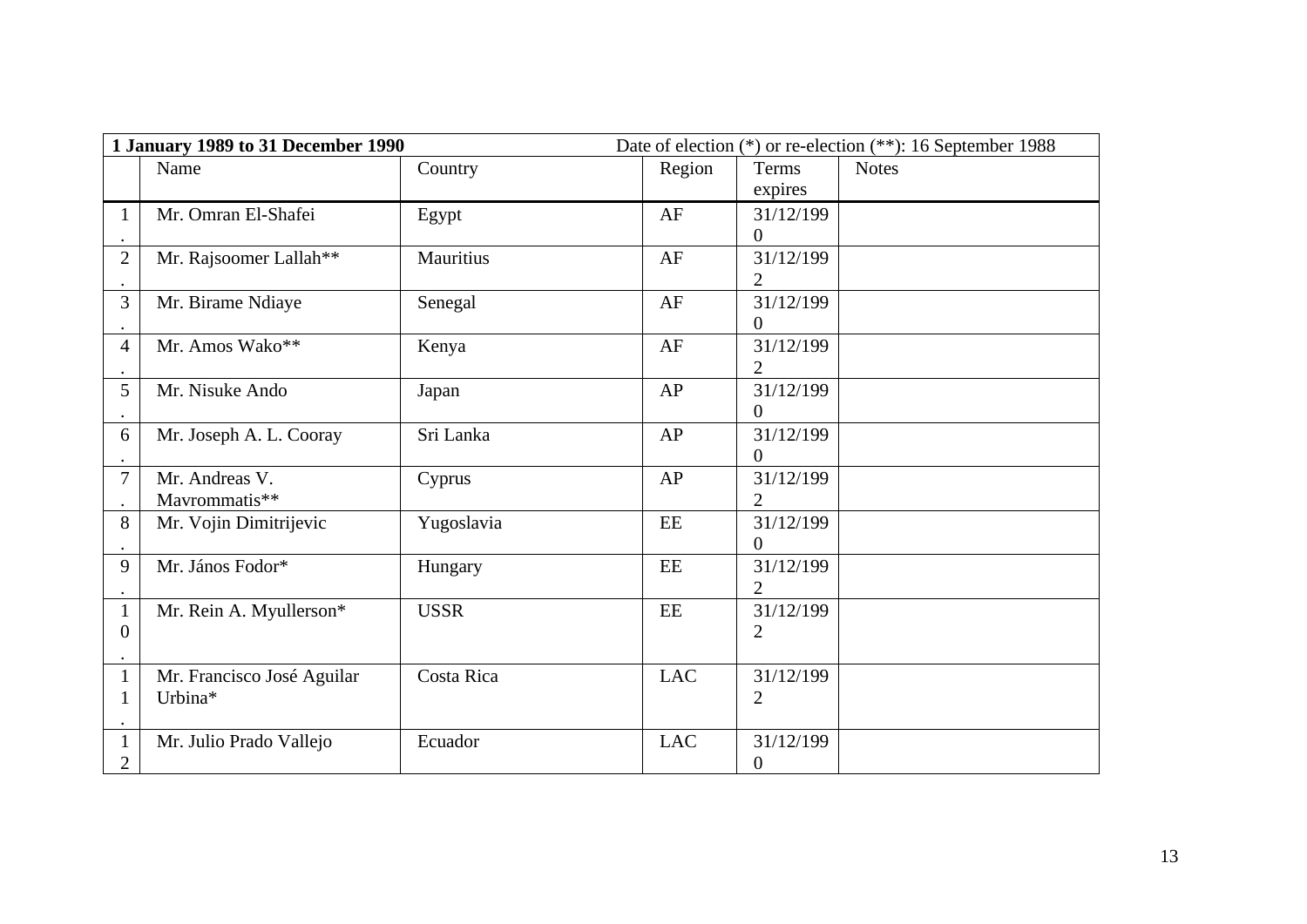| **1 January 1989 to 31 December 1990** | | | Date of election (*) or re-election (**): 16 September 1988 | | |
|---|---|---|---|---|---|
| | Name | Country | Region | Terms expires | Notes |
| 1. | Mr. Omran El-Shafei | Egypt | AF | 31/12/1990 | |
| 2. | Mr. Rajsoomer Lallah** | Mauritius | AF | 31/12/1992 | |
| 3. | Mr. Birame Ndiaye | Senegal | AF | 31/12/1990 | |
| 4. | Mr. Amos Wako** | Kenya | AF | 31/12/1992 | |
| 5. | Mr. Nisuke Ando | Japan | AP | 31/12/1990 | |
| 6. | Mr. Joseph A. L. Cooray | Sri Lanka | AP | 31/12/1990 | |
| 7. | Mr. Andreas V. Mavrommatis** | Cyprus | AP | 31/12/1992 | |
| 8. | Mr. Vojin Dimitrijevic | Yugoslavia | EE | 31/12/1990 | |
| 9. | Mr. János Fodor* | Hungary | EE | 31/12/1992 | |
| 10. | Mr. Rein A. Myullerson* | USSR | EE | 31/12/1992 | |
| 11. | Mr. Francisco José Aguilar Urbina* | Costa Rica | LAC | 31/12/1992 | |
| 12 | Mr. Julio Prado Vallejo | Ecuador | LAC | 31/12/1990 | |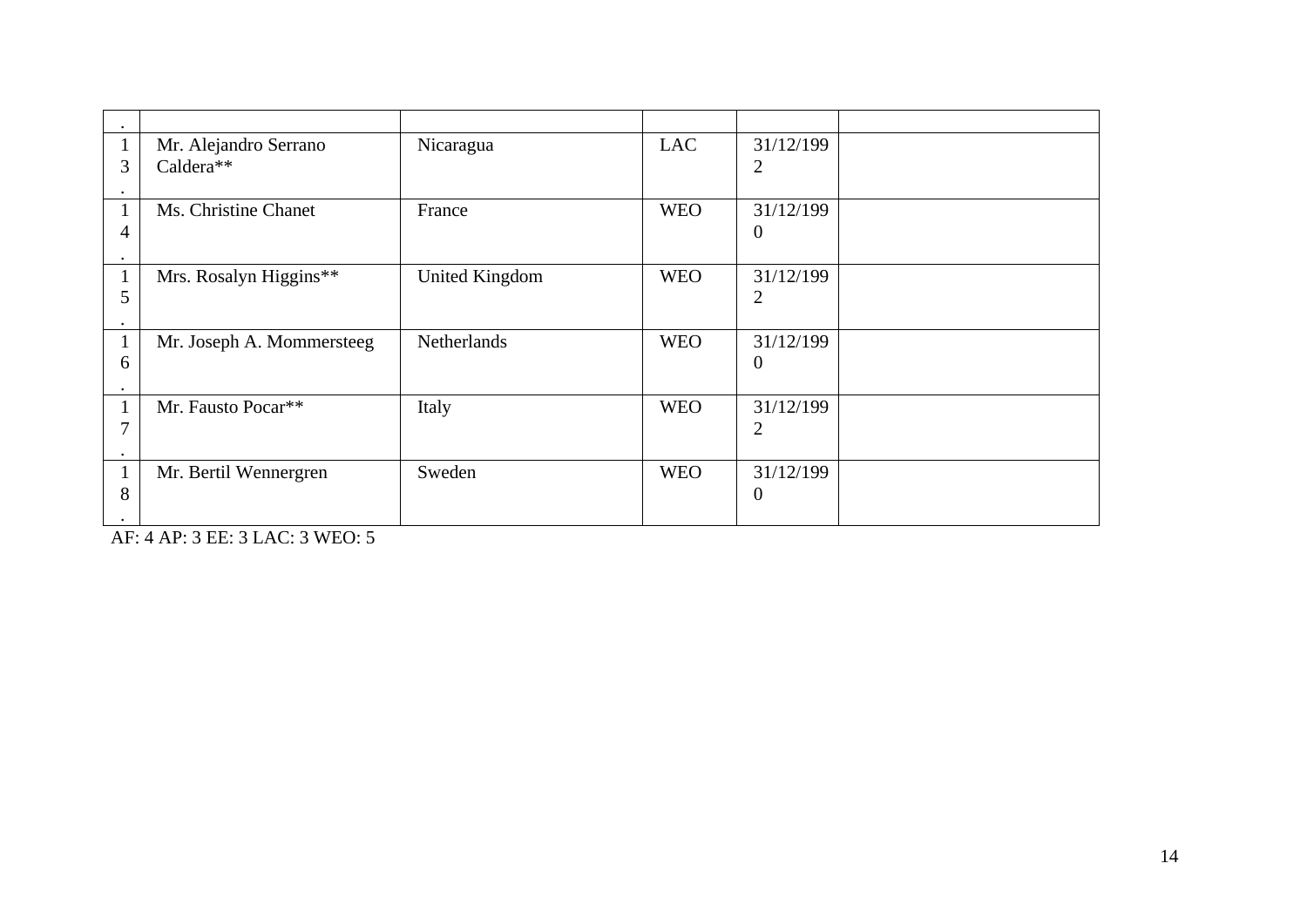| . | | | | | |
|---|---|---|---|---|---|
| 13. | Mr. Alejandro Serrano Caldera** | Nicaragua | LAC | 31/12/1992 | |
| 14. | Ms. Christine Chanet | France | WEO | 31/12/1990 | |
| 15. | Mrs. Rosalyn Higgins** | United Kingdom | WEO | 31/12/1992 | |
| 16. | Mr. Joseph A. Mommersteeg | Netherlands | WEO | 31/12/1990 | |
| 17. | Mr. Fausto Pocar** | Italy | WEO | 31/12/1992 | |
| 18. | Mr. Bertil Wennergren | Sweden | WEO | 31/12/1990 | |

AF: 4 AP: 3 EE: 3 LAC: 3 WEO: 5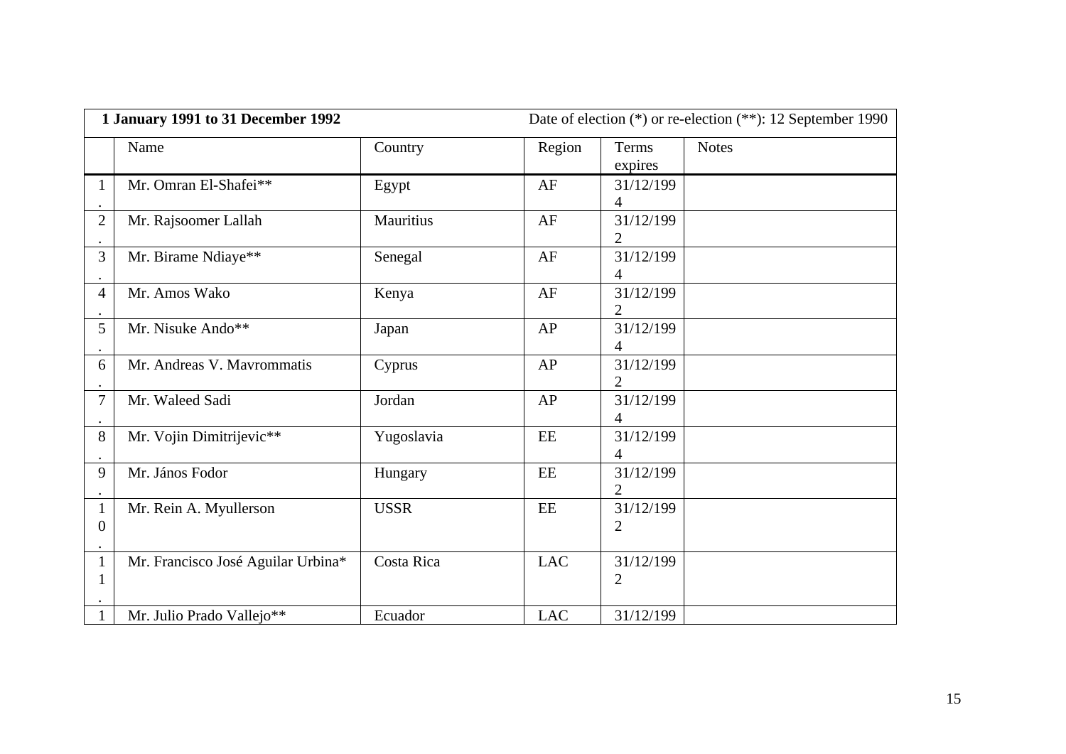| **1 January 1991 to 31 December 1992** | | | | Date of election (*) or re-election (**): 12 September 1990 | |
|---|---|---|---|---|---|
| | Name | Country | Region | Terms expires | Notes |
| 1. | Mr. Omran El-Shafei** | Egypt | AF | 31/12/1994 | |
| 2. | Mr. Rajsoomer Lallah | Mauritius | AF | 31/12/1992 | |
| 3. | Mr. Birame Ndiaye** | Senegal | AF | 31/12/1994 | |
| 4. | Mr. Amos Wako | Kenya | AF | 31/12/1992 | |
| 5. | Mr. Nisuke Ando** | Japan | AP | 31/12/1994 | |
| 6. | Mr. Andreas V. Mavrommatis | Cyprus | AP | 31/12/1992 | |
| 7. | Mr. Waleed Sadi | Jordan | AP | 31/12/1994 | |
| 8. | Mr. Vojin Dimitrijevic** | Yugoslavia | EE | 31/12/1994 | |
| 9. | Mr. János Fodor | Hungary | EE | 31/12/1992 | |
| 10. | Mr. Rein A. Myullerson | USSR | EE | 31/12/1992 | |
| 11. | Mr. Francisco José Aguilar Urbina* | Costa Rica | LAC | 31/12/1992 | |
| 1 | Mr. Julio Prado Vallejo** | Ecuador | LAC | 31/12/199 | |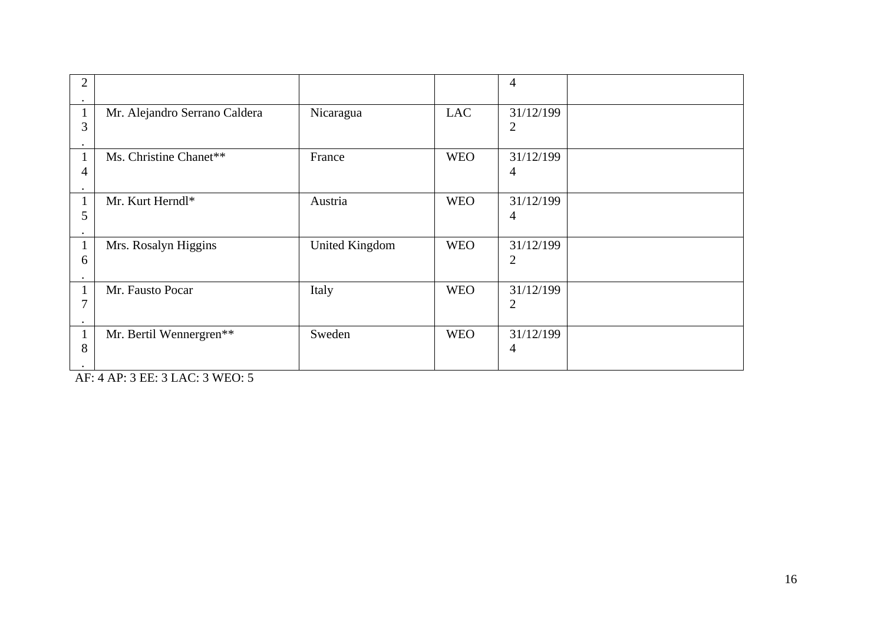| | | | | | |
|---|---|---|---|---|---|
| 2. | | | | 4 | |
| 13. | Mr. Alejandro Serrano Caldera | Nicaragua | LAC | 31/12/1992 | |
| 14. | Ms. Christine Chanet** | France | WEO | 31/12/1994 | |
| 15. | Mr. Kurt Herndl* | Austria | WEO | 31/12/1994 | |
| 16. | Mrs. Rosalyn Higgins | United Kingdom | WEO | 31/12/1992 | |
| 17. | Mr. Fausto Pocar | Italy | WEO | 31/12/1992 | |
| 18. | Mr. Bertil Wennergren** | Sweden | WEO | 31/12/1994 | |

AF: 4 AP: 3 EE: 3 LAC: 3 WEO: 5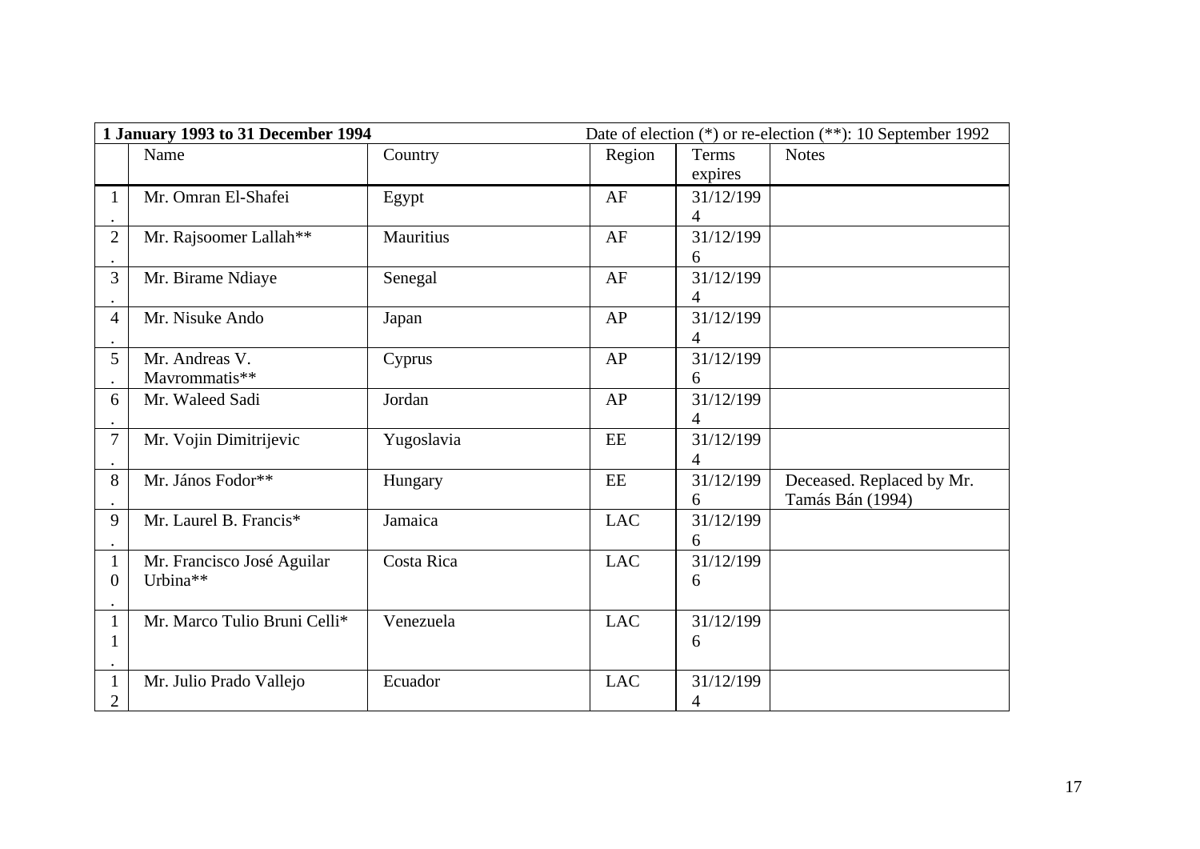| **1 January 1993 to 31 December 1994** | | | Date of election (*) or re-election (**): 10 September 1992 | | |
|---|---|---|---|---|---|
| | Name | Country | Region | Terms expires | Notes |
| 1. | Mr. Omran El-Shafei | Egypt | AF | 31/12/1994 | |
| 2. | Mr. Rajsoomer Lallah** | Mauritius | AF | 31/12/1996 | |
| 3. | Mr. Birame Ndiaye | Senegal | AF | 31/12/1994 | |
| 4. | Mr. Nisuke Ando | Japan | AP | 31/12/1994 | |
| 5. | Mr. Andreas V. Mavrommatis** | Cyprus | AP | 31/12/1996 | |
| 6. | Mr. Waleed Sadi | Jordan | AP | 31/12/1994 | |
| 7. | Mr. Vojin Dimitrijevic | Yugoslavia | EE | 31/12/1994 | |
| 8. | Mr. János Fodor** | Hungary | EE | 31/12/1996 | Deceased. Replaced by Mr. Tamás Bán (1994) |
| 9. | Mr. Laurel B. Francis* | Jamaica | LAC | 31/12/1996 | |
| 10. | Mr. Francisco José Aguilar Urbina** | Costa Rica | LAC | 31/12/1996 | |
| 11. | Mr. Marco Tulio Bruni Celli* | Venezuela | LAC | 31/12/1996 | |
| 12 | Mr. Julio Prado Vallejo | Ecuador | LAC | 31/12/1994 | |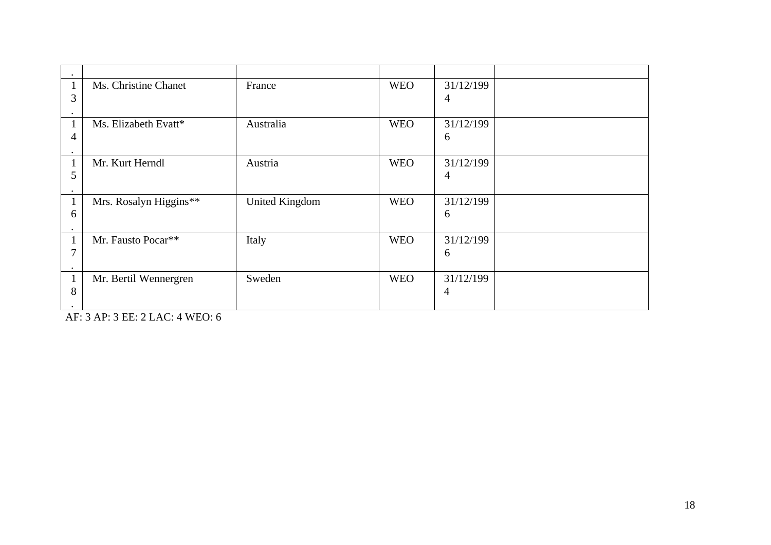| . | | | | | |
|---|---|---|---|---|---|
| 13. | Ms. Christine Chanet | France | WEO | 31/12/1994 | |
| 14. | Ms. Elizabeth Evatt* | Australia | WEO | 31/12/1996 | |
| 15. | Mr. Kurt Herndl | Austria | WEO | 31/12/1994 | |
| 16. | Mrs. Rosalyn Higgins** | United Kingdom | WEO | 31/12/1996 | |
| 17. | Mr. Fausto Pocar** | Italy | WEO | 31/12/1996 | |
| 18. | Mr. Bertil Wennergren | Sweden | WEO | 31/12/1994 | |

AF: 3 AP: 3 EE: 2 LAC: 4 WEO: 6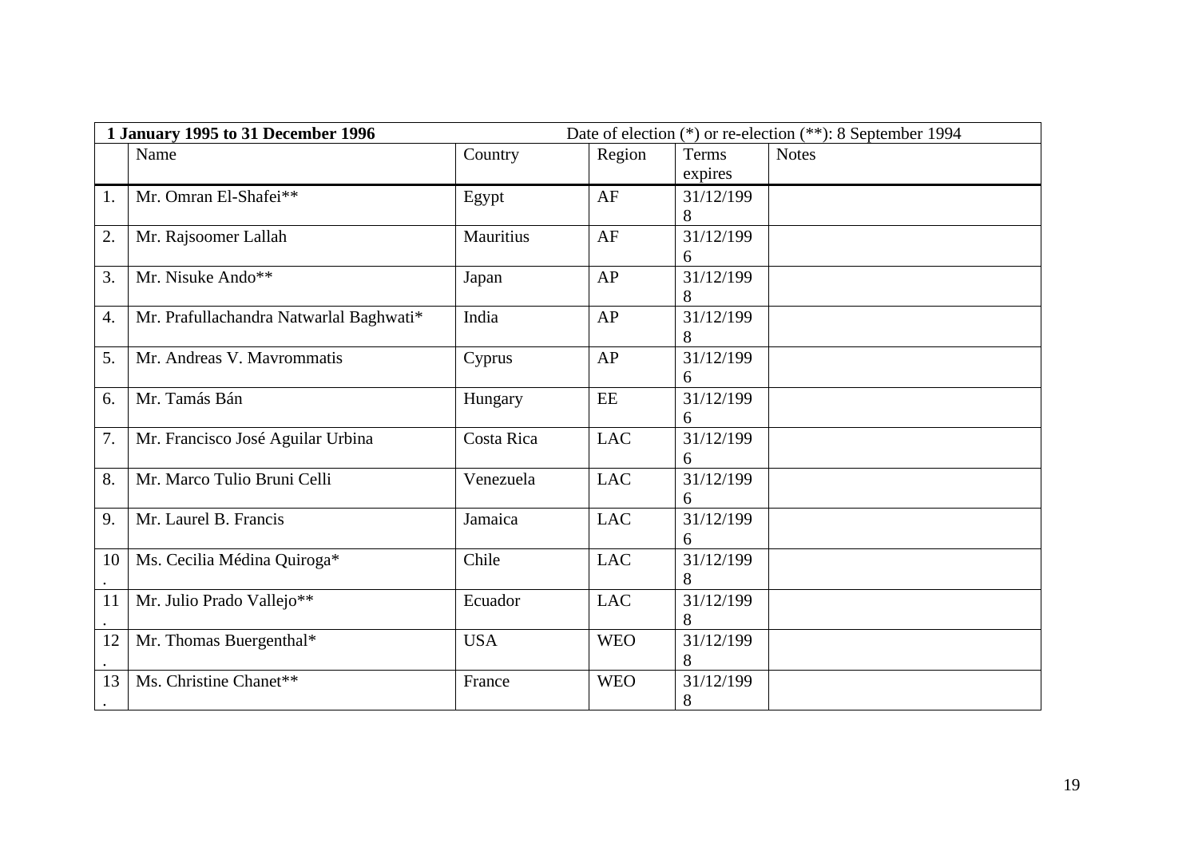| **1 January 1995 to 31 December 1996** | | | | Date of election (*) or re-election (**): 8 September 1994 | |
|---|---|---|---|---|---|
| | Name | Country | Region | Terms expires | Notes |
| 1. | Mr. Omran El-Shafei** | Egypt | AF | 31/12/1998 | |
| 2. | Mr. Rajsoomer Lallah | Mauritius | AF | 31/12/1996 | |
| 3. | Mr. Nisuke Ando** | Japan | AP | 31/12/1998 | |
| 4. | Mr. Prafullachandra Natwarlal Baghwati* | India | AP | 31/12/1998 | |
| 5. | Mr. Andreas V. Mavrommatis | Cyprus | AP | 31/12/1996 | |
| 6. | Mr. Tamás Bán | Hungary | EE | 31/12/1996 | |
| 7. | Mr. Francisco José Aguilar Urbina | Costa Rica | LAC | 31/12/1996 | |
| 8. | Mr. Marco Tulio Bruni Celli | Venezuela | LAC | 31/12/1996 | |
| 9. | Mr. Laurel B. Francis | Jamaica | LAC | 31/12/1996 | |
| 10. | Ms. Cecilia Médina Quiroga* | Chile | LAC | 31/12/1998 | |
| 11. | Mr. Julio Prado Vallejo** | Ecuador | LAC | 31/12/1998 | |
| 12. | Mr. Thomas Buergenthal* | USA | WEO | 31/12/1998 | |
| 13. | Ms. Christine Chanet** | France | WEO | 31/12/1998 | |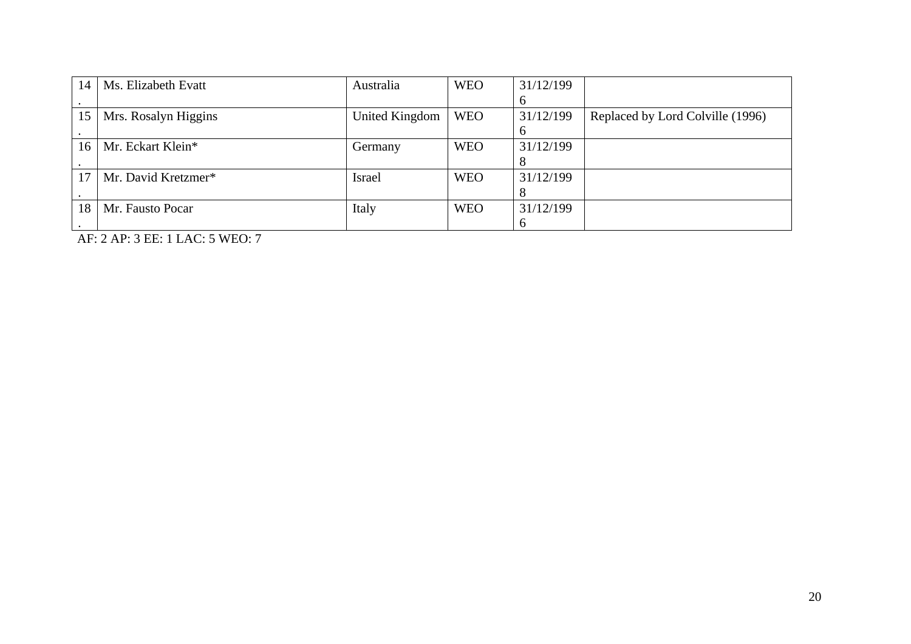| 14. | Ms. Elizabeth Evatt | Australia | WEO | 31/12/1996 | |
|---|---|---|---|---|---|
| 15. | Mrs. Rosalyn Higgins | United Kingdom | WEO | 31/12/1996 | Replaced by Lord Colville (1996) |
| 16. | Mr. Eckart Klein* | Germany | WEO | 31/12/1998 | |
| 17. | Mr. David Kretzmer* | Israel | WEO | 31/12/1998 | |
| 18. | Mr. Fausto Pocar | Italy | WEO | 31/12/1996 | |

AF: 2 AP: 3 EE: 1 LAC: 5 WEO: 7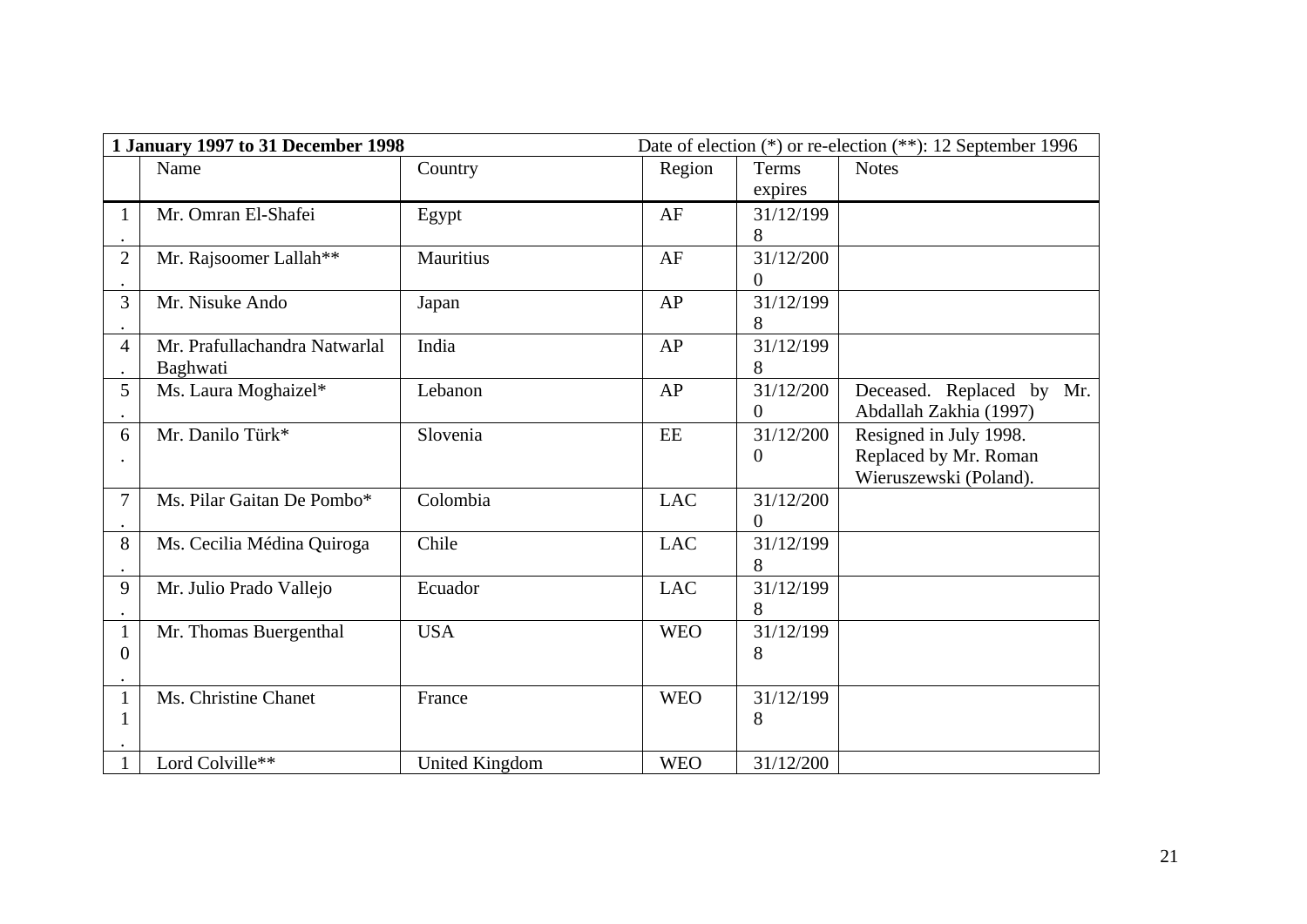| 1 January 1997 to 31 December 1998 | | | Date of election (*) or re-election (**): 12 September 1996 | | |
|---|---|---|---|---|---|
| | Name | Country | Region | Terms expires | Notes |
| 1. | Mr. Omran El-Shafei | Egypt | AF | 31/12/1998 | |
| 2. | Mr. Rajsoomer Lallah** | Mauritius | AF | 31/12/2000 | |
| 3. | Mr. Nisuke Ando | Japan | AP | 31/12/1998 | |
| 4. | Mr. Prafullachandra Natwarlal Baghwati | India | AP | 31/12/1998 | |
| 5. | Ms. Laura Moghaizel* | Lebanon | AP | 31/12/2000 | Deceased. Replaced by Mr. Abdallah Zakhia (1997) |
| 6. | Mr. Danilo Türk* | Slovenia | EE | 31/12/2000 | Resigned in July 1998. Replaced by Mr. Roman Wieruszewski (Poland). |
| 7. | Ms. Pilar Gaitan De Pombo* | Colombia | LAC | 31/12/2000 | |
| 8. | Ms. Cecilia Médina Quiroga | Chile | LAC | 31/12/1998 | |
| 9. | Mr. Julio Prado Vallejo | Ecuador | LAC | 31/12/1998 | |
| 10. | Mr. Thomas Buergenthal | USA | WEO | 31/12/1998 | |
| 11. | Ms. Christine Chanet | France | WEO | 31/12/1998 | |
| 1 | Lord Colville** | United Kingdom | WEO | 31/12/200 | |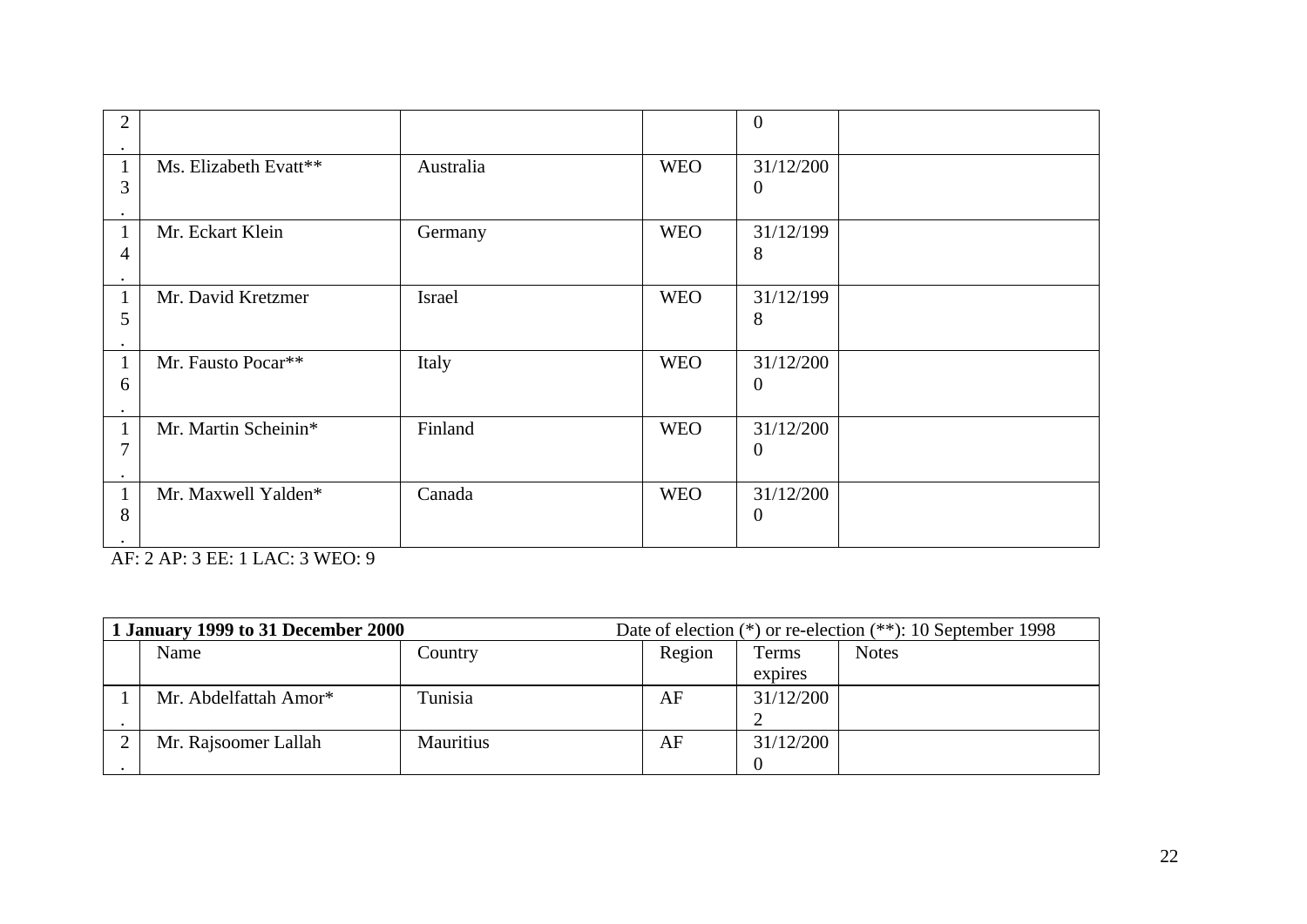| | | | | | |
|---|---|---|---|---|---|
| 2. | | | | 0 | |
| 13. | Ms. Elizabeth Evatt** | Australia | WEO | 31/12/2000 | |
| 14. | Mr. Eckart Klein | Germany | WEO | 31/12/1998 | |
| 15. | Mr. David Kretzmer | Israel | WEO | 31/12/1998 | |
| 16. | Mr. Fausto Pocar** | Italy | WEO | 31/12/2000 | |
| 17. | Mr. Martin Scheinin* | Finland | WEO | 31/12/2000 | |
| 18. | Mr. Maxwell Yalden* | Canada | WEO | 31/12/2000 | |

AF: 2 AP: 3 EE: 1 LAC: 3 WEO: 9

| **1 January 1999 to 31 December 2000** | | | Date of election (*) or re-election (**): 10 September 1998 | | |
|---|---|---|---|---|---|
| | Name | Country | Region | Terms expires | Notes |
| 1. | Mr. Abdelfattah Amor* | Tunisia | AF | 31/12/2002 | |
| 2. | Mr. Rajsoomer Lallah | Mauritius | AF | 31/12/2000 | |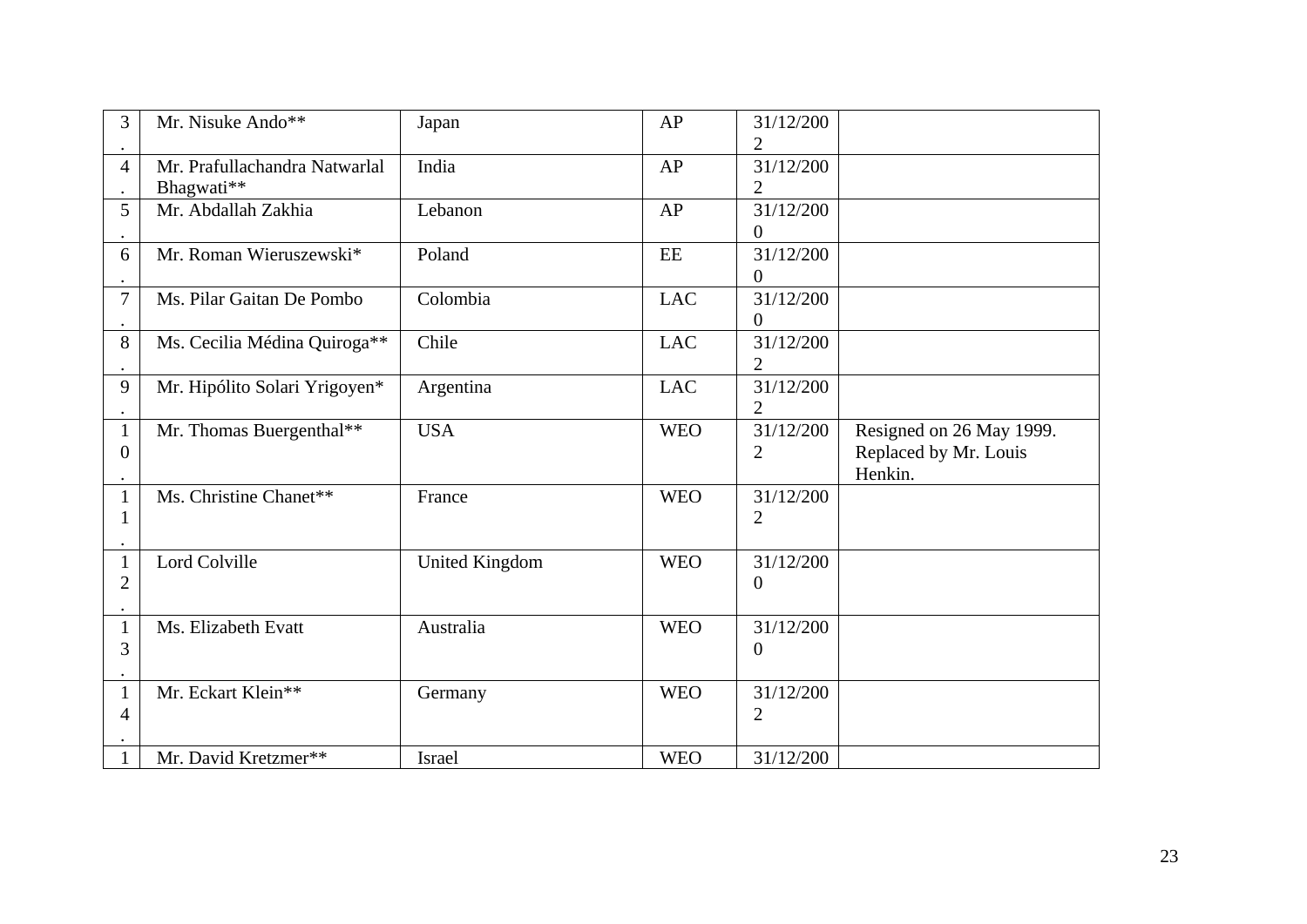| | | | | | |
|---|---|---|---|---|---|
| 3. | Mr. Nisuke Ando** | Japan | AP | 31/12/2002 | |
| 4. | Mr. Prafullachandra Natwarlal Bhagwati** | India | AP | 31/12/2002 | |
| 5. | Mr. Abdallah Zakhia | Lebanon | AP | 31/12/2000 | |
| 6. | Mr. Roman Wieruszewski* | Poland | EE | 31/12/2000 | |
| 7. | Ms. Pilar Gaitan De Pombo | Colombia | LAC | 31/12/2000 | |
| 8. | Ms. Cecilia Médina Quiroga** | Chile | LAC | 31/12/2002 | |
| 9. | Mr. Hipólito Solari Yrigoyen* | Argentina | LAC | 31/12/2002 | |
| 10. | Mr. Thomas Buergenthal** | USA | WEO | 31/12/2002 | Resigned on 26 May 1999. Replaced by Mr. Louis Henkin. |
| 11. | Ms. Christine Chanet** | France | WEO | 31/12/2002 | |
| 12. | Lord Colville | United Kingdom | WEO | 31/12/2000 | |
| 13. | Ms. Elizabeth Evatt | Australia | WEO | 31/12/2000 | |
| 14. | Mr. Eckart Klein** | Germany | WEO | 31/12/2002 | |
| 1 | Mr. David Kretzmer** | Israel | WEO | 31/12/200 | |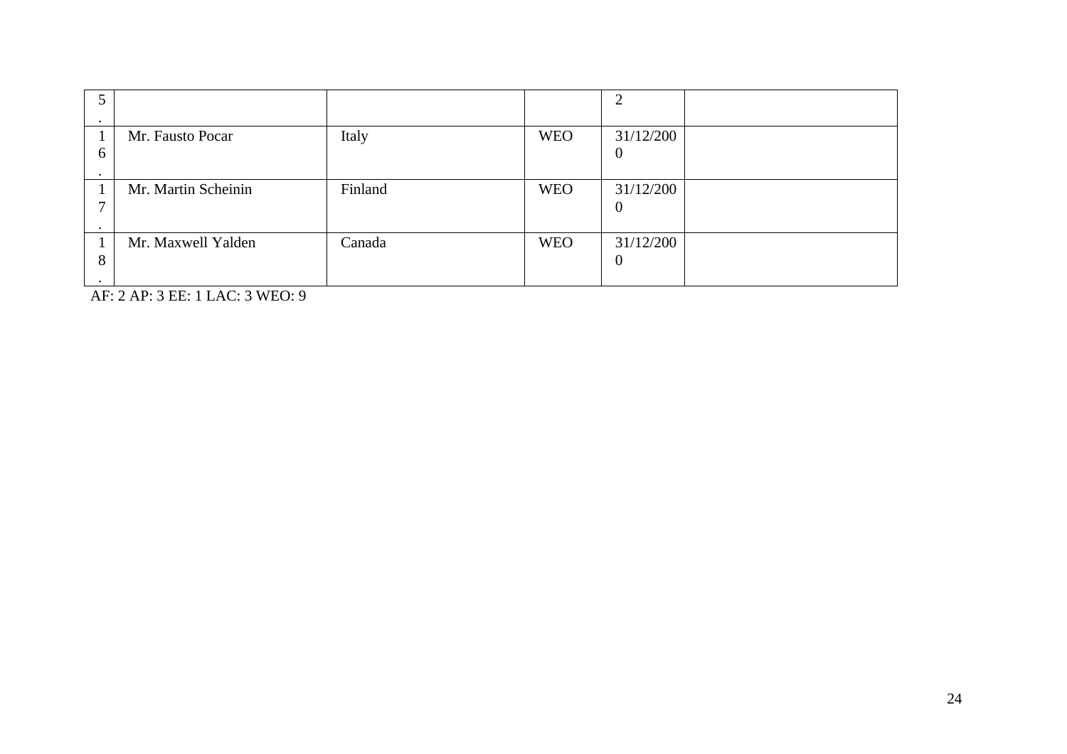| | | | | | |
|---|---|---|---|---|---|
| 5. | | | | 2 | |
| 16. | Mr. Fausto Pocar | Italy | WEO | 31/12/2000 | |
| 17. | Mr. Martin Scheinin | Finland | WEO | 31/12/2000 | |
| 18. | Mr. Maxwell Yalden | Canada | WEO | 31/12/2000 | |

AF: 2 AP: 3 EE: 1 LAC: 3 WEO: 9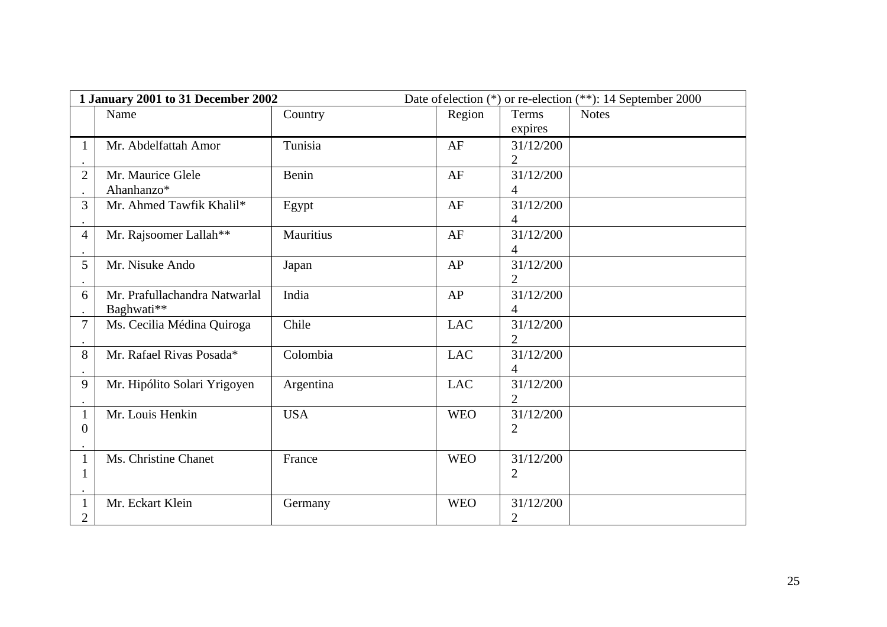| **1 January 2001 to 31 December 2002** | | | Date of election (*) or re-election (**): 14 September 2000 | | |
|---|---|---|---|---|---|
| | Name | Country | Region | Terms expires | Notes |
| 1. | Mr. Abdelfattah Amor | Tunisia | AF | 31/12/2002 | |
| 2. | Mr. Maurice Glele Ahanhanzo* | Benin | AF | 31/12/2004 | |
| 3. | Mr. Ahmed Tawfik Khalil* | Egypt | AF | 31/12/2004 | |
| 4. | Mr. Rajsoomer Lallah** | Mauritius | AF | 31/12/2004 | |
| 5. | Mr. Nisuke Ando | Japan | AP | 31/12/2002 | |
| 6. | Mr. Prafullachandra Natwarlal Baghwati** | India | AP | 31/12/2004 | |
| 7. | Ms. Cecilia Médina Quiroga | Chile | LAC | 31/12/2002 | |
| 8. | Mr. Rafael Rivas Posada* | Colombia | LAC | 31/12/2004 | |
| 9. | Mr. Hipólito Solari Yrigoyen | Argentina | LAC | 31/12/2002 | |
| 10. | Mr. Louis Henkin | USA | WEO | 31/12/2002 | |
| 11. | Ms. Christine Chanet | France | WEO | 31/12/2002 | |
| 12 | Mr. Eckart Klein | Germany | WEO | 31/12/2002 | |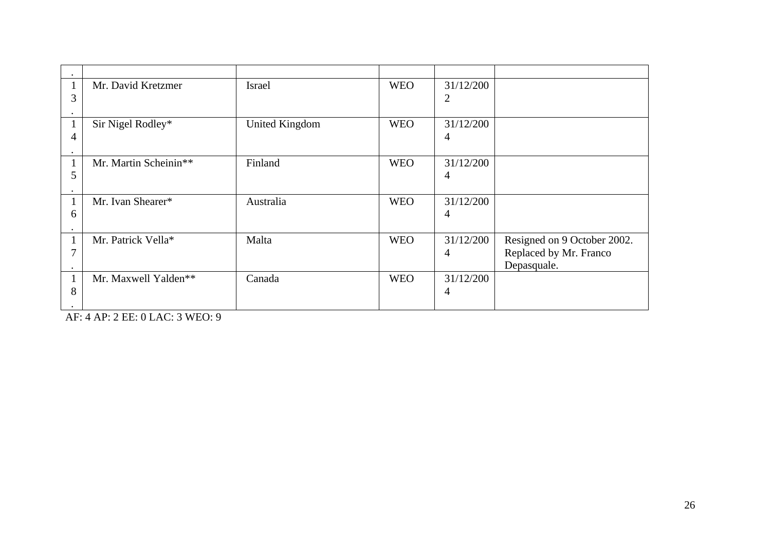| . | | | | | |
|---|---|---|---|---|---|
| 13. | Mr. David Kretzmer | Israel | WEO | 31/12/2002 | |
| 14. | Sir Nigel Rodley* | United Kingdom | WEO | 31/12/2004 | |
| 15. | Mr. Martin Scheinin** | Finland | WEO | 31/12/2004 | |
| 16. | Mr. Ivan Shearer* | Australia | WEO | 31/12/2004 | |
| 17. | Mr. Patrick Vella* | Malta | WEO | 31/12/2004 | Resigned on 9 October 2002. Replaced by Mr. Franco Depasquale. |
| 18. | Mr. Maxwell Yalden** | Canada | WEO | 31/12/2004 | |

AF: 4 AP: 2 EE: 0 LAC: 3 WEO: 9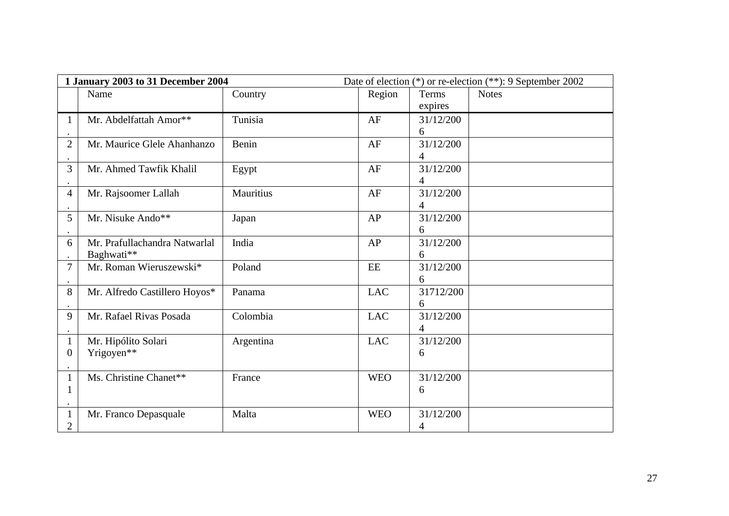| 1 January 2003 to 31 December 2004 | | Date of election (*) or re-election (**): 9 September 2002 | | | |
|---|---|---|---|---|---|
| | Name | Country | Region | Terms expires | Notes |
| 1. | Mr. Abdelfattah Amor** | Tunisia | AF | 31/12/2006 | |
| 2. | Mr. Maurice Glele Ahanhanzo | Benin | AF | 31/12/2004 | |
| 3. | Mr. Ahmed Tawfik Khalil | Egypt | AF | 31/12/2004 | |
| 4. | Mr. Rajsoomer Lallah | Mauritius | AF | 31/12/2004 | |
| 5. | Mr. Nisuke Ando** | Japan | AP | 31/12/2006 | |
| 6. | Mr. Prafullachandra Natwarlal Baghwati** | India | AP | 31/12/2006 | |
| 7. | Mr. Roman Wieruszewski* | Poland | EE | 31/12/2006 | |
| 8. | Mr. Alfredo Castillero Hoyos* | Panama | LAC | 31712/2006 | |
| 9. | Mr. Rafael Rivas Posada | Colombia | LAC | 31/12/2004 | |
| 10. | Mr. Hipólito Solari Yrigoyen** | Argentina | LAC | 31/12/2006 | |
| 11. | Ms. Christine Chanet** | France | WEO | 31/12/2006 | |
| 12 | Mr. Franco Depasquale | Malta | WEO | 31/12/2004 | |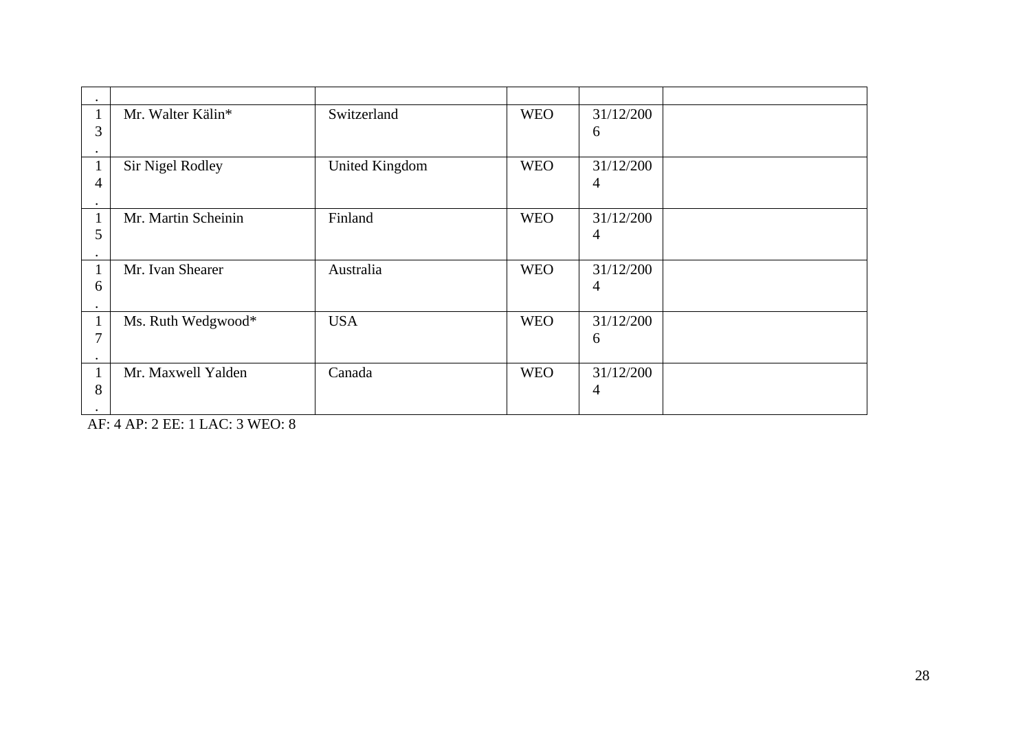| . | | | | | |
|---|---|---|---|---|---|
| 13. | Mr. Walter Kälin* | Switzerland | WEO | 31/12/2006 | |
| 14. | Sir Nigel Rodley | United Kingdom | WEO | 31/12/2004 | |
| 15. | Mr. Martin Scheinin | Finland | WEO | 31/12/2004 | |
| 16. | Mr. Ivan Shearer | Australia | WEO | 31/12/2004 | |
| 17. | Ms. Ruth Wedgwood* | USA | WEO | 31/12/2006 | |
| 18. | Mr. Maxwell Yalden | Canada | WEO | 31/12/2004 | |

AF: 4 AP: 2 EE: 1 LAC: 3 WEO: 8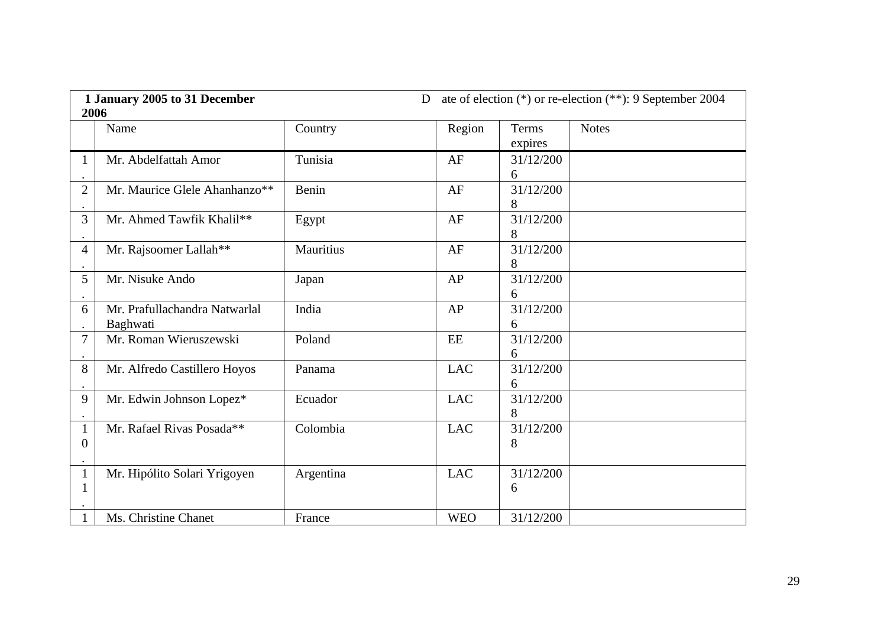| 1 January 2005 to 31 December 2006 | | | Date of election (*) or re-election (**): 9 September 2004 | | |
|---|---|---|---|---|---|
| | Name | Country | Region | Terms expires | Notes |
| 1. | Mr. Abdelfattah Amor | Tunisia | AF | 31/12/2006 | |
| 2. | Mr. Maurice Glele Ahanhanzo** | Benin | AF | 31/12/2008 | |
| 3. | Mr. Ahmed Tawfik Khalil** | Egypt | AF | 31/12/2008 | |
| 4. | Mr. Rajsoomer Lallah** | Mauritius | AF | 31/12/2008 | |
| 5. | Mr. Nisuke Ando | Japan | AP | 31/12/2006 | |
| 6. | Mr. Prafullachandra Natwarlal Baghwati | India | AP | 31/12/2006 | |
| 7. | Mr. Roman Wieruszewski | Poland | EE | 31/12/2006 | |
| 8. | Mr. Alfredo Castillero Hoyos | Panama | LAC | 31/12/2006 | |
| 9. | Mr. Edwin Johnson Lopez* | Ecuador | LAC | 31/12/2008 | |
| 10. | Mr. Rafael Rivas Posada** | Colombia | LAC | 31/12/2008 | |
| 11. | Mr. Hipólito Solari Yrigoyen | Argentina | LAC | 31/12/2006 | |
| 1 | Ms. Christine Chanet | France | WEO | 31/12/200 | |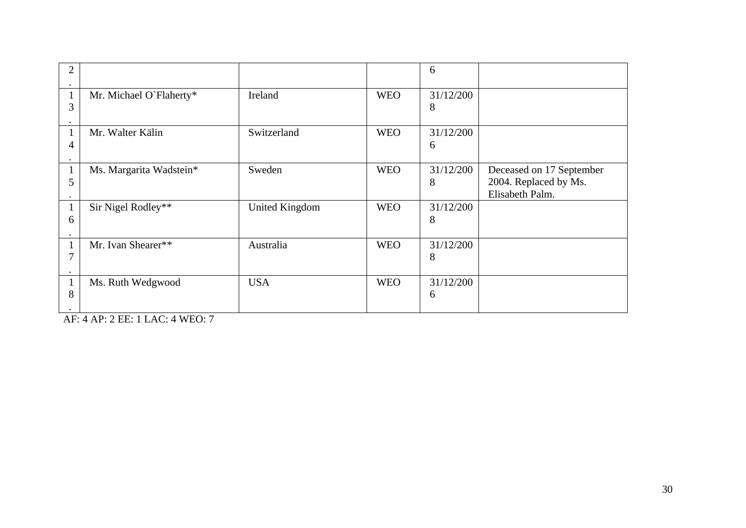| | | | | | |
|---|---|---|---|---|---|
| 12. | | | | 6 | |
| 13. | Mr. Michael O`Flaherty* | Ireland | WEO | 31/12/2008 | |
| 14. | Mr. Walter Kälin | Switzerland | WEO | 31/12/2006 | |
| 15. | Ms. Margarita Wadstein* | Sweden | WEO | 31/12/2008 | Deceased on 17 September 2004. Replaced by Ms. Elisabeth Palm. |
| 16. | Sir Nigel Rodley** | United Kingdom | WEO | 31/12/2008 | |
| 17. | Mr. Ivan Shearer** | Australia | WEO | 31/12/2008 | |
| 18. | Ms. Ruth Wedgwood | USA | WEO | 31/12/2006 | |

AF: 4 AP: 2 EE: 1 LAC: 4 WEO: 7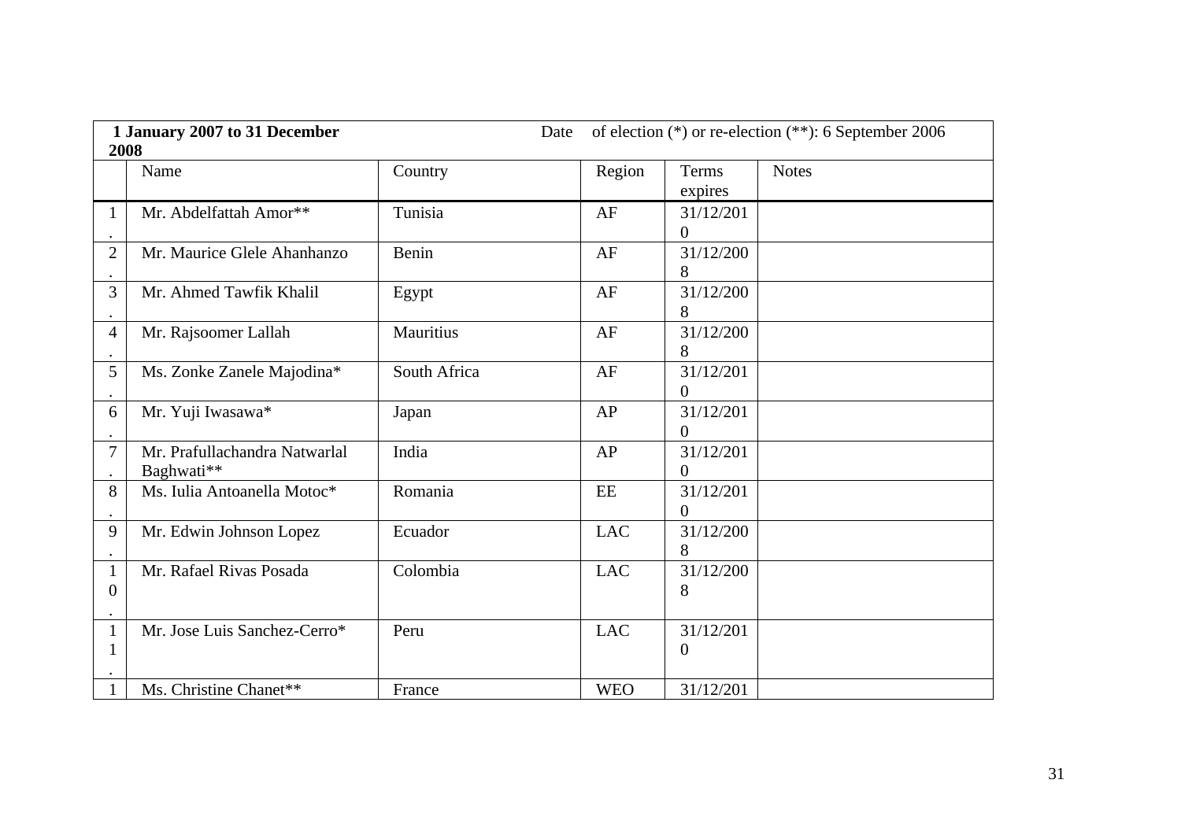| **1 January 2007 to 31 December 2008** | | Date of election (*) or re-election (**): 6 September 2006 | | | |
|---|---|---|---|---|---|
| | Name | Country | Region | Terms expires | Notes |
| 1. | Mr. Abdelfattah Amor** | Tunisia | AF | 31/12/2010 | |
| 2. | Mr. Maurice Glele Ahanhanzo | Benin | AF | 31/12/2008 | |
| 3. | Mr. Ahmed Tawfik Khalil | Egypt | AF | 31/12/2008 | |
| 4. | Mr. Rajsoomer Lallah | Mauritius | AF | 31/12/2008 | |
| 5. | Ms. Zonke Zanele Majodina* | South Africa | AF | 31/12/2010 | |
| 6. | Mr. Yuji Iwasawa* | Japan | AP | 31/12/2010 | |
| 7. | Mr. Prafullachandra Natwarlal Baghwati** | India | AP | 31/12/2010 | |
| 8. | Ms. Iulia Antoanella Motoc* | Romania | EE | 31/12/2010 | |
| 9. | Mr. Edwin Johnson Lopez | Ecuador | LAC | 31/12/2008 | |
| 10. | Mr. Rafael Rivas Posada | Colombia | LAC | 31/12/2008 | |
| 11. | Mr. Jose Luis Sanchez-Cerro* | Peru | LAC | 31/12/2010 | |
| 1 | Ms. Christine Chanet** | France | WEO | 31/12/201 | |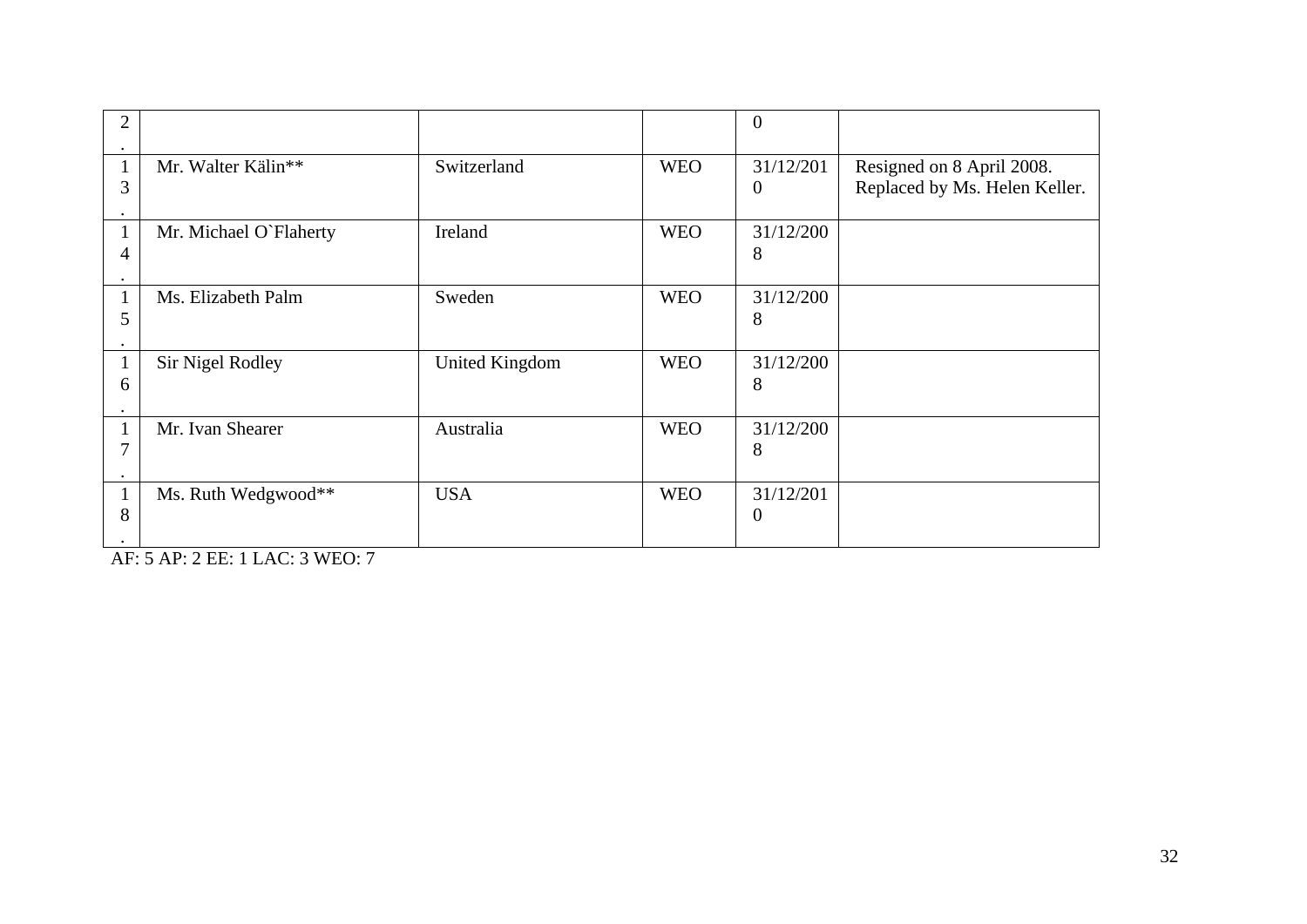| | | | | | |
|---|---|---|---|---|---|
| 2. | | | | 0 | |
| 13. | Mr. Walter Kälin** | Switzerland | WEO | 31/12/2010 | Resigned on 8 April 2008. Replaced by Ms. Helen Keller. |
| 14. | Mr. Michael O`Flaherty | Ireland | WEO | 31/12/2008 | |
| 15. | Ms. Elizabeth Palm | Sweden | WEO | 31/12/2008 | |
| 16. | Sir Nigel Rodley | United Kingdom | WEO | 31/12/2008 | |
| 17. | Mr. Ivan Shearer | Australia | WEO | 31/12/2008 | |
| 18. | Ms. Ruth Wedgwood** | USA | WEO | 31/12/2010 | |

AF: 5 AP: 2 EE: 1 LAC: 3 WEO: 7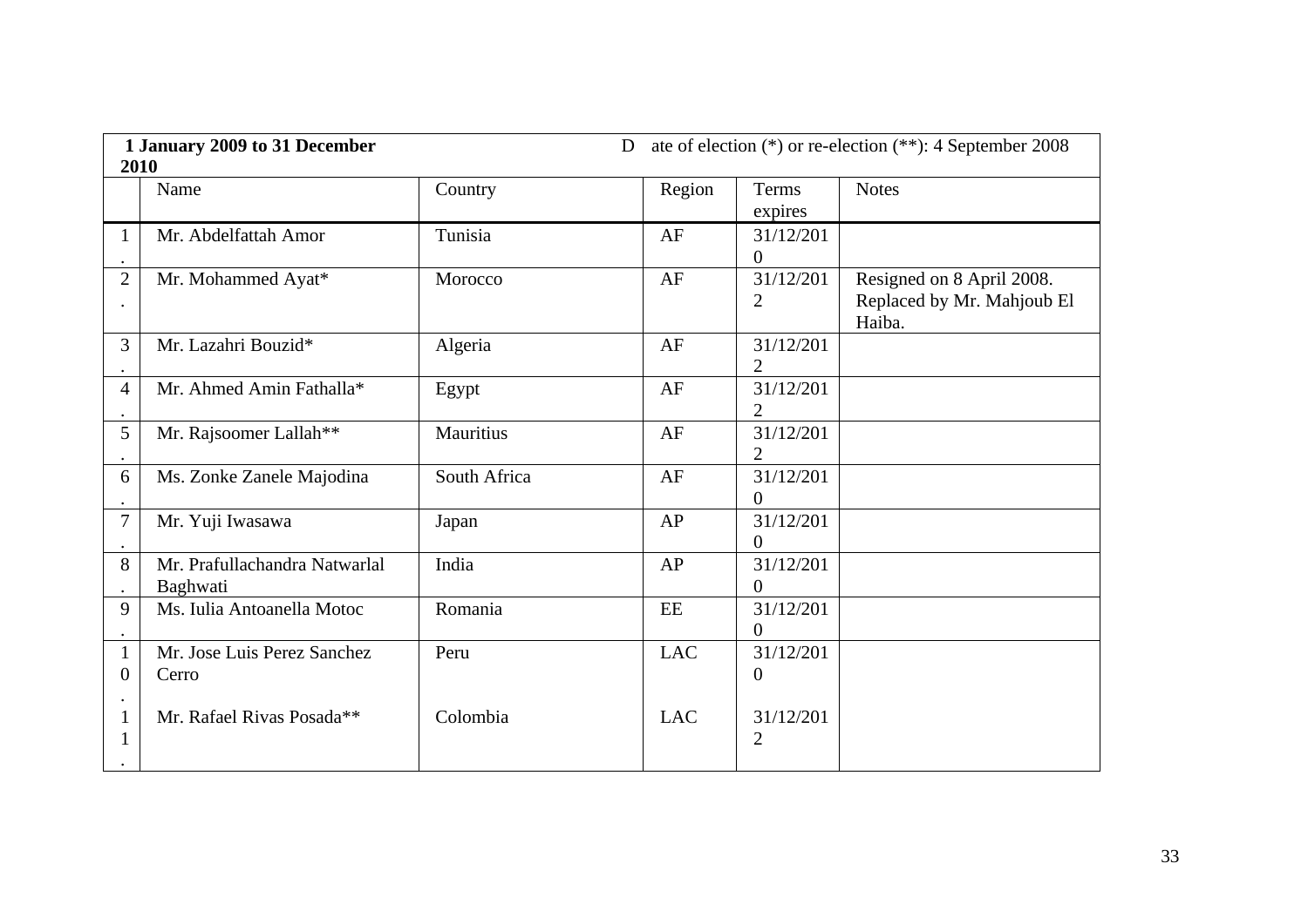| **1 January 2009 to 31 December 2010** | | | | Date of election (*) or re-election (**): 4 September 2008 | |
|---|---|---|---|---|---|
| | Name | Country | Region | Terms expires | Notes |
| 1. | Mr. Abdelfattah Amor | Tunisia | AF | 31/12/2010 | |
| 2. | Mr. Mohammed Ayat* | Morocco | AF | 31/12/2012 | Resigned on 8 April 2008. Replaced by Mr. Mahjoub El Haiba. |
| 3. | Mr. Lazahri Bouzid* | Algeria | AF | 31/12/2012 | |
| 4. | Mr. Ahmed Amin Fathalla* | Egypt | AF | 31/12/2012 | |
| 5. | Mr. Rajsoomer Lallah** | Mauritius | AF | 31/12/2012 | |
| 6. | Ms. Zonke Zanele Majodina | South Africa | AF | 31/12/2010 | |
| 7. | Mr. Yuji Iwasawa | Japan | AP | 31/12/2010 | |
| 8. | Mr. Prafullachandra Natwarlal Baghwati | India | AP | 31/12/2010 | |
| 9. | Ms. Iulia Antoanella Motoc | Romania | EE | 31/12/2010 | |
| 10. | Mr. Jose Luis Perez Sanchez Cerro | Peru | LAC | 31/12/2010 | |
| 11. | Mr. Rafael Rivas Posada** | Colombia | LAC | 31/12/2012 | |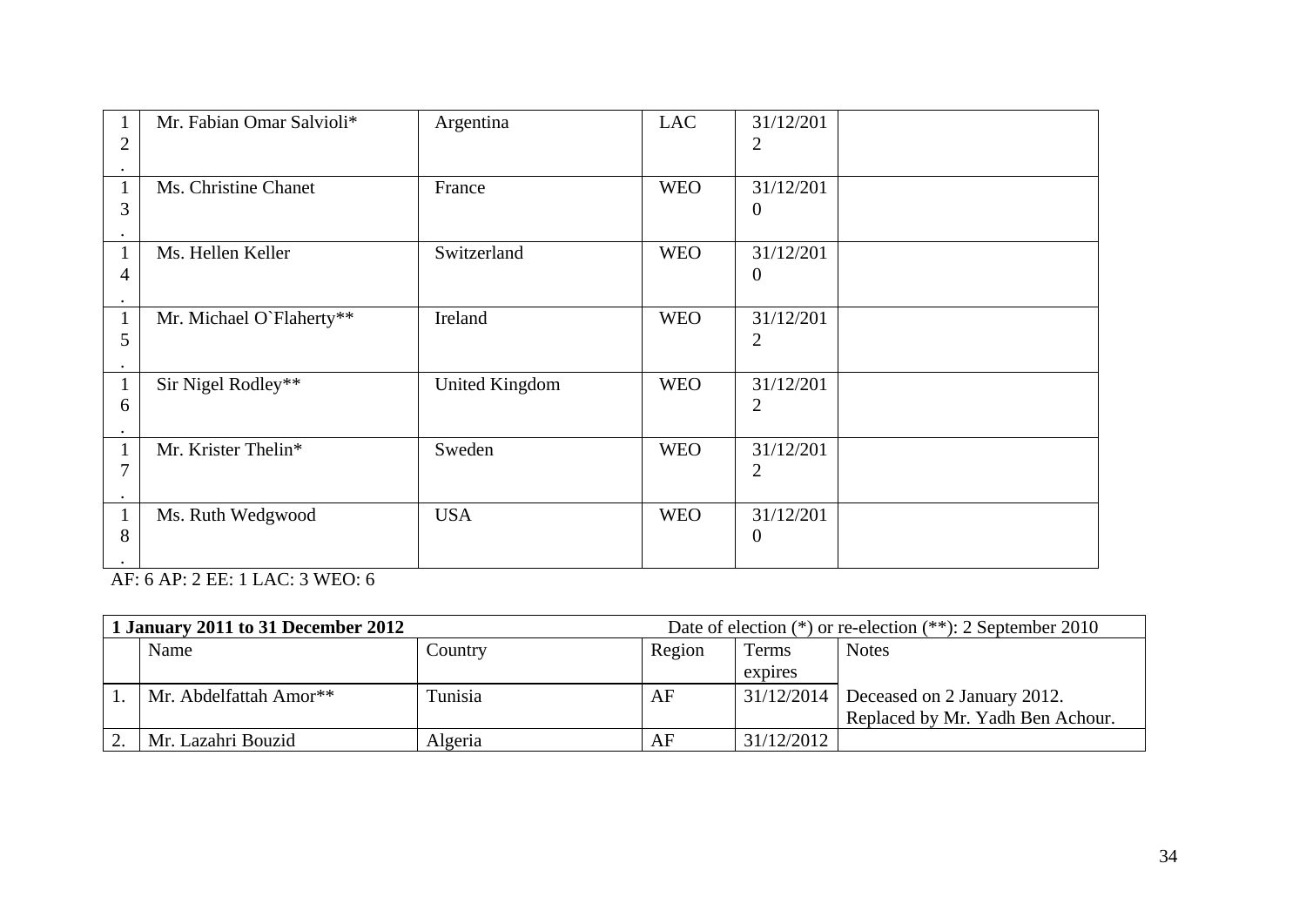| | | | | | |
|---|---|---|---|---|---|
| 12. | Mr. Fabian Omar Salvioli* | Argentina | LAC | 31/12/2012 | |
| 13. | Ms. Christine Chanet | France | WEO | 31/12/2010 | |
| 14. | Ms. Hellen Keller | Switzerland | WEO | 31/12/2010 | |
| 15. | Mr. Michael O`Flaherty** | Ireland | WEO | 31/12/2012 | |
| 16. | Sir Nigel Rodley** | United Kingdom | WEO | 31/12/2012 | |
| 17. | Mr. Krister Thelin* | Sweden | WEO | 31/12/2012 | |
| 18. | Ms. Ruth Wedgwood | USA | WEO | 31/12/2010 | |

AF: 6 AP: 2 EE: 1 LAC: 3 WEO: 6

| **1 January 2011 to 31 December 2012** | | | | Date of election (*) or re-election (**): 2 September 2010 | |
|---|---|---|---|---|---|
| | Name | Country | Region | Terms expires | Notes |
| 1. | Mr. Abdelfattah Amor** | Tunisia | AF | 31/12/2014 | Deceased on 2 January 2012. Replaced by Mr. Yadh Ben Achour. |
| 2. | Mr. Lazahri Bouzid | Algeria | AF | 31/12/2012 | |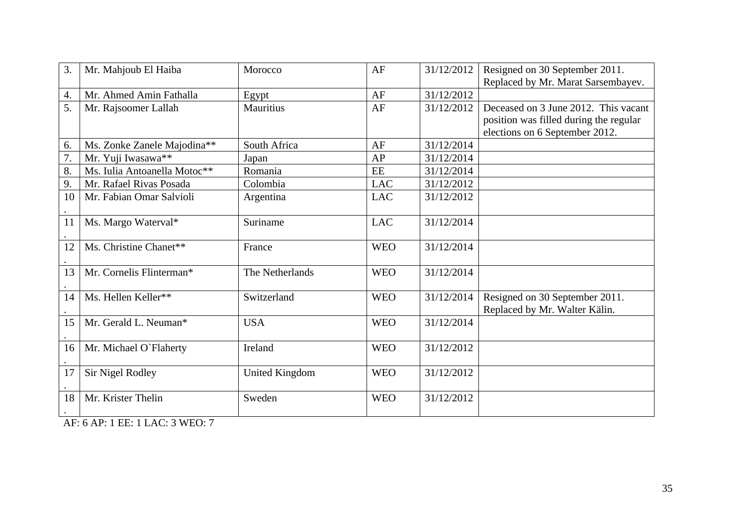| 3. | Mr. Mahjoub El Haiba | Morocco | AF | 31/12/2012 | Resigned on 30 September 2011. Replaced by Mr. Marat Sarsembayev. |
|---|---|---|---|---|---|
| 4. | Mr. Ahmed Amin Fathalla | Egypt | AF | 31/12/2012 | |
| 5. | Mr. Rajsoomer Lallah | Mauritius | AF | 31/12/2012 | Deceased on 3 June 2012. This vacant position was filled during the regular elections on 6 September 2012. |
| 6. | Ms. Zonke Zanele Majodina** | South Africa | AF | 31/12/2014 | |
| 7. | Mr. Yuji Iwasawa** | Japan | AP | 31/12/2014 | |
| 8. | Ms. Iulia Antoanella Motoc** | Romania | EE | 31/12/2014 | |
| 9. | Mr. Rafael Rivas Posada | Colombia | LAC | 31/12/2012 | |
| 10. | Mr. Fabian Omar Salvioli | Argentina | LAC | 31/12/2012 | |
| 11. | Ms. Margo Waterval* | Suriname | LAC | 31/12/2014 | |
| 12. | Ms. Christine Chanet** | France | WEO | 31/12/2014 | |
| 13. | Mr. Cornelis Flinterman* | The Netherlands | WEO | 31/12/2014 | |
| 14. | Ms. Hellen Keller** | Switzerland | WEO | 31/12/2014 | Resigned on 30 September 2011. Replaced by Mr. Walter Kälin. |
| 15. | Mr. Gerald L. Neuman* | USA | WEO | 31/12/2014 | |
| 16. | Mr. Michael O`Flaherty | Ireland | WEO | 31/12/2012 | |
| 17. | Sir Nigel Rodley | United Kingdom | WEO | 31/12/2012 | |
| 18. | Mr. Krister Thelin | Sweden | WEO | 31/12/2012 | |

AF: 6 AP: 1 EE: 1 LAC: 3 WEO: 7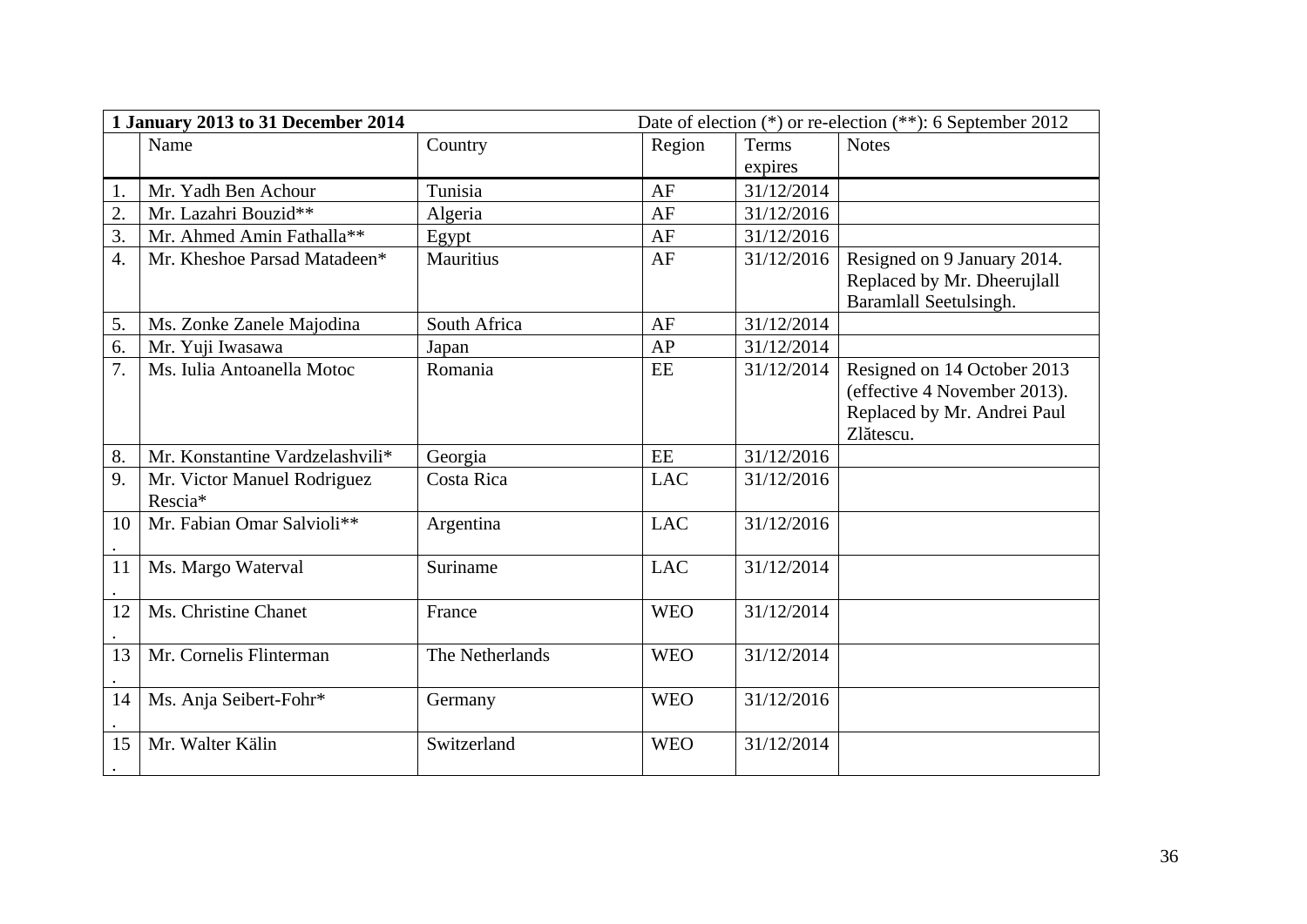| **1 January 2013 to 31 December 2014** | | | Date of election (*) or re-election (**): 6 September 2012 | | |
|---|---|---|---|---|---|
| | Name | Country | Region | Terms expires | Notes |
| 1. | Mr. Yadh Ben Achour | Tunisia | AF | 31/12/2014 | |
| 2. | Mr. Lazahri Bouzid** | Algeria | AF | 31/12/2016 | |
| 3. | Mr. Ahmed Amin Fathalla** | Egypt | AF | 31/12/2016 | |
| 4. | Mr. Kheshoe Parsad Matadeen* | Mauritius | AF | 31/12/2016 | Resigned on 9 January 2014. Replaced by Mr. Dheerujlall Baramlall Seetulsingh. |
| 5. | Ms. Zonke Zanele Majodina | South Africa | AF | 31/12/2014 | |
| 6. | Mr. Yuji Iwasawa | Japan | AP | 31/12/2014 | |
| 7. | Ms. Iulia Antoanella Motoc | Romania | EE | 31/12/2014 | Resigned on 14 October 2013 (effective 4 November 2013). Replaced by Mr. Andrei Paul Zlătescu. |
| 8. | Mr. Konstantine Vardzelashvili* | Georgia | EE | 31/12/2016 | |
| 9. | Mr. Victor Manuel Rodriguez Rescia* | Costa Rica | LAC | 31/12/2016 | |
| 10. | Mr. Fabian Omar Salvioli** | Argentina | LAC | 31/12/2016 | |
| 11. | Ms. Margo Waterval | Suriname | LAC | 31/12/2014 | |
| 12. | Ms. Christine Chanet | France | WEO | 31/12/2014 | |
| 13. | Mr. Cornelis Flinterman | The Netherlands | WEO | 31/12/2014 | |
| 14. | Ms. Anja Seibert-Fohr* | Germany | WEO | 31/12/2016 | |
| 15. | Mr. Walter Kälin | Switzerland | WEO | 31/12/2014 | |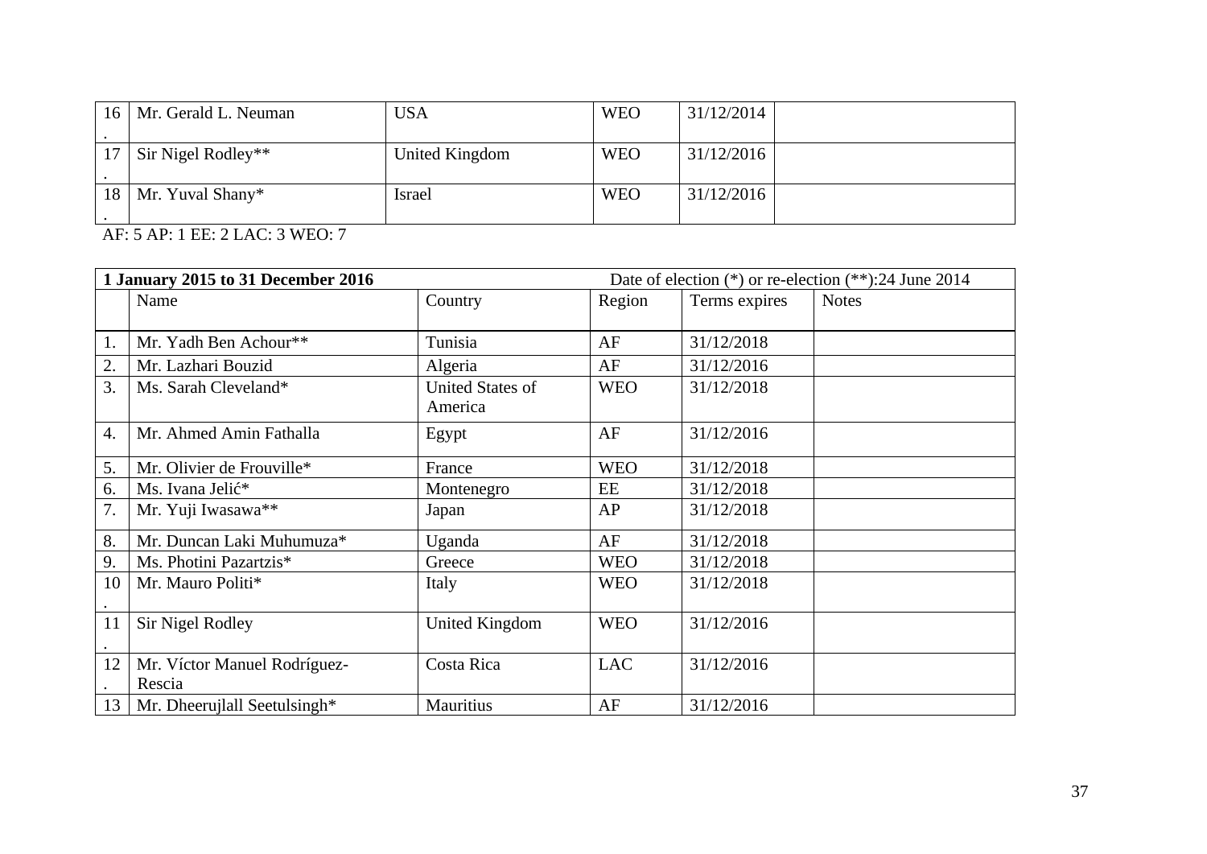| 16. | Mr. Gerald L. Neuman | USA | WEO | 31/12/2014 | |
|---|---|---|---|---|---|
| 17. | Sir Nigel Rodley** | United Kingdom | WEO | 31/12/2016 | |
| 18. | Mr. Yuval Shany* | Israel | WEO | 31/12/2016 | |

AF: 5 AP: 1 EE: 2 LAC: 3 WEO: 7

| **1 January 2015 to 31 December 2016** | | | Date of election (*) or re-election (**):24 June 2014 | | |
|---|---|---|---|---|---|
| | Name | Country | Region | Terms expires | Notes |
| 1. | Mr. Yadh Ben Achour** | Tunisia | AF | 31/12/2018 | |
| 2. | Mr. Lazhari Bouzid | Algeria | AF | 31/12/2016 | |
| 3. | Ms. Sarah Cleveland* | United States of America | WEO | 31/12/2018 | |
| 4. | Mr. Ahmed Amin Fathalla | Egypt | AF | 31/12/2016 | |
| 5. | Mr. Olivier de Frouville* | France | WEO | 31/12/2018 | |
| 6. | Ms. Ivana Jelić* | Montenegro | EE | 31/12/2018 | |
| 7. | Mr. Yuji Iwasawa** | Japan | AP | 31/12/2018 | |
| 8. | Mr. Duncan Laki Muhumuza* | Uganda | AF | 31/12/2018 | |
| 9. | Ms. Photini Pazartzis* | Greece | WEO | 31/12/2018 | |
| 10. | Mr. Mauro Politi* | Italy | WEO | 31/12/2018 | |
| 11. | Sir Nigel Rodley | United Kingdom | WEO | 31/12/2016 | |
| 12. | Mr. Víctor Manuel Rodríguez-Rescia | Costa Rica | LAC | 31/12/2016 | |
| 13 | Mr. Dheerujlall Seetulsingh* | Mauritius | AF | 31/12/2016 | |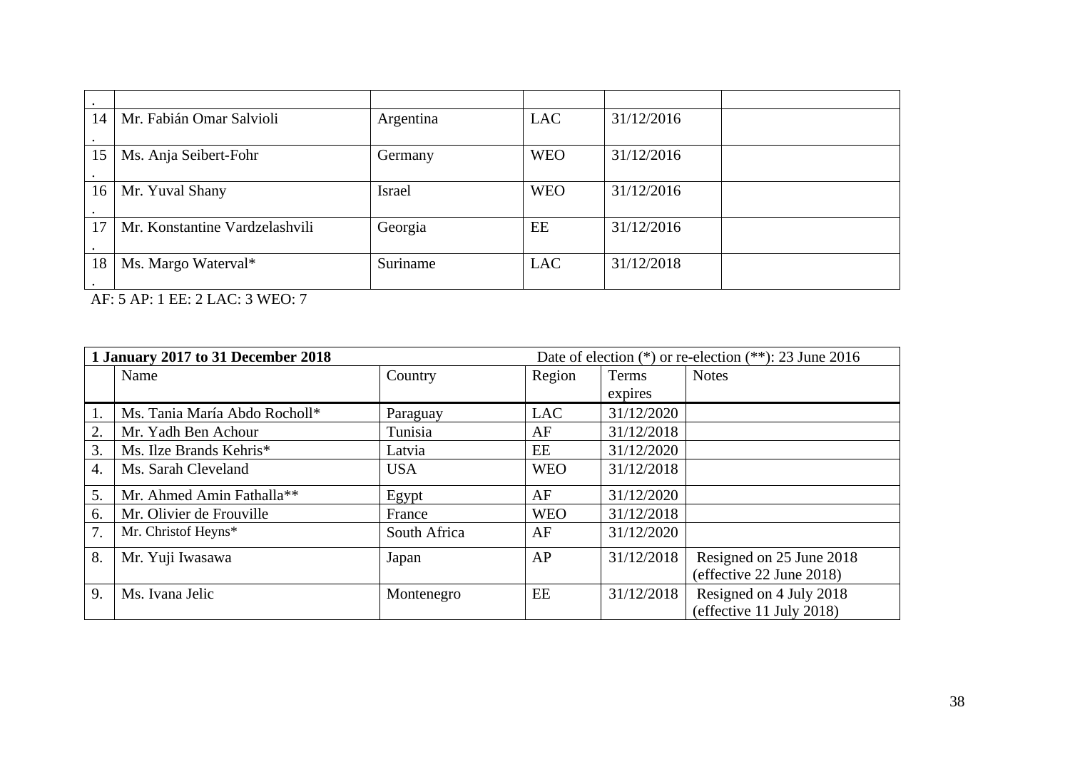| . | | | | | |
|---|---|---|---|---|---|
| 14. | Mr. Fabián Omar Salvioli | Argentina | LAC | 31/12/2016 | |
| 15. | Ms. Anja Seibert-Fohr | Germany | WEO | 31/12/2016 | |
| 16. | Mr. Yuval Shany | Israel | WEO | 31/12/2016 | |
| 17. | Mr. Konstantine Vardzelashvili | Georgia | EE | 31/12/2016 | |
| 18. | Ms. Margo Waterval* | Suriname | LAC | 31/12/2018 | |

AF: 5 AP: 1 EE: 2 LAC: 3 WEO: 7

| **1 January 2017 to 31 December 2018** | | | | Date of election (*) or re-election (**): 23 June 2016 | |
|---|---|---|---|---|---|
| | Name | Country | Region | Terms expires | Notes |
| 1. | Ms. Tania María Abdo Rocholl* | Paraguay | LAC | 31/12/2020 | |
| 2. | Mr. Yadh Ben Achour | Tunisia | AF | 31/12/2018 | |
| 3. | Ms. Ilze Brands Kehris* | Latvia | EE | 31/12/2020 | |
| 4. | Ms. Sarah Cleveland | USA | WEO | 31/12/2018 | |
| 5. | Mr. Ahmed Amin Fathalla** | Egypt | AF | 31/12/2020 | |
| 6. | Mr. Olivier de Frouville | France | WEO | 31/12/2018 | |
| 7. | Mr. Christof Heyns* | South Africa | AF | 31/12/2020 | |
| 8. | Mr. Yuji Iwasawa | Japan | AP | 31/12/2018 | Resigned on 25 June 2018 (effective 22 June 2018) |
| 9. | Ms. Ivana Jelic | Montenegro | EE | 31/12/2018 | Resigned on 4 July 2018 (effective 11 July 2018) |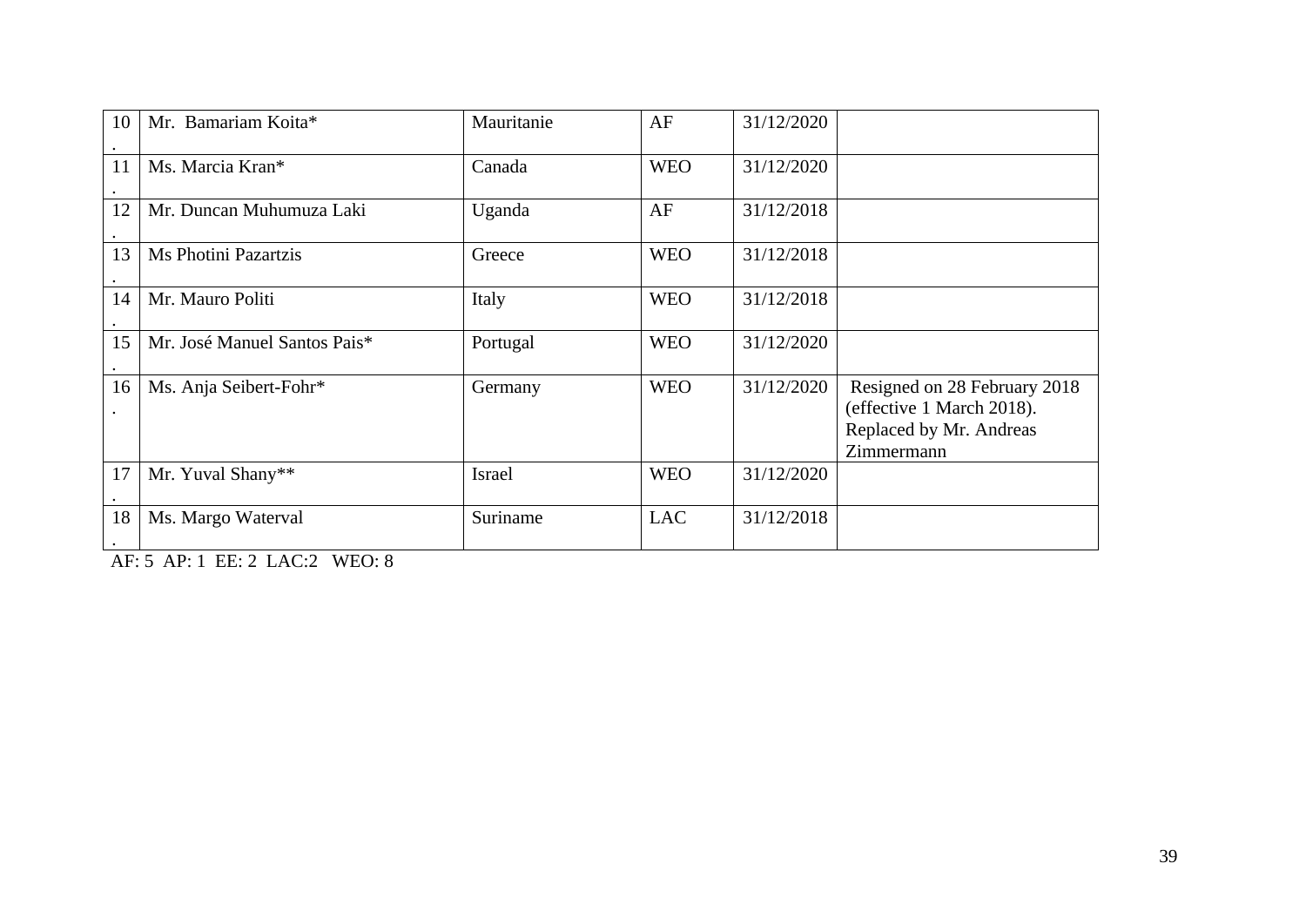| | | | | | |
|---|---|---|---|---|---|
| 10. | Mr. Bamariam Koita* | Mauritanie | AF | 31/12/2020 | |
| 11. | Ms. Marcia Kran* | Canada | WEO | 31/12/2020 | |
| 12. | Mr. Duncan Muhumuza Laki | Uganda | AF | 31/12/2018 | |
| 13. | Ms Photini Pazartzis | Greece | WEO | 31/12/2018 | |
| 14. | Mr. Mauro Politi | Italy | WEO | 31/12/2018 | |
| 15. | Mr. José Manuel Santos Pais* | Portugal | WEO | 31/12/2020 | |
| 16. | Ms. Anja Seibert-Fohr* | Germany | WEO | 31/12/2020 | Resigned on 28 February 2018 (effective 1 March 2018). Replaced by Mr. Andreas Zimmermann |
| 17. | Mr. Yuval Shany** | Israel | WEO | 31/12/2020 | |
| 18. | Ms. Margo Waterval | Suriname | LAC | 31/12/2018 | |

AF: 5 AP: 1 EE: 2 LAC:2 WEO: 8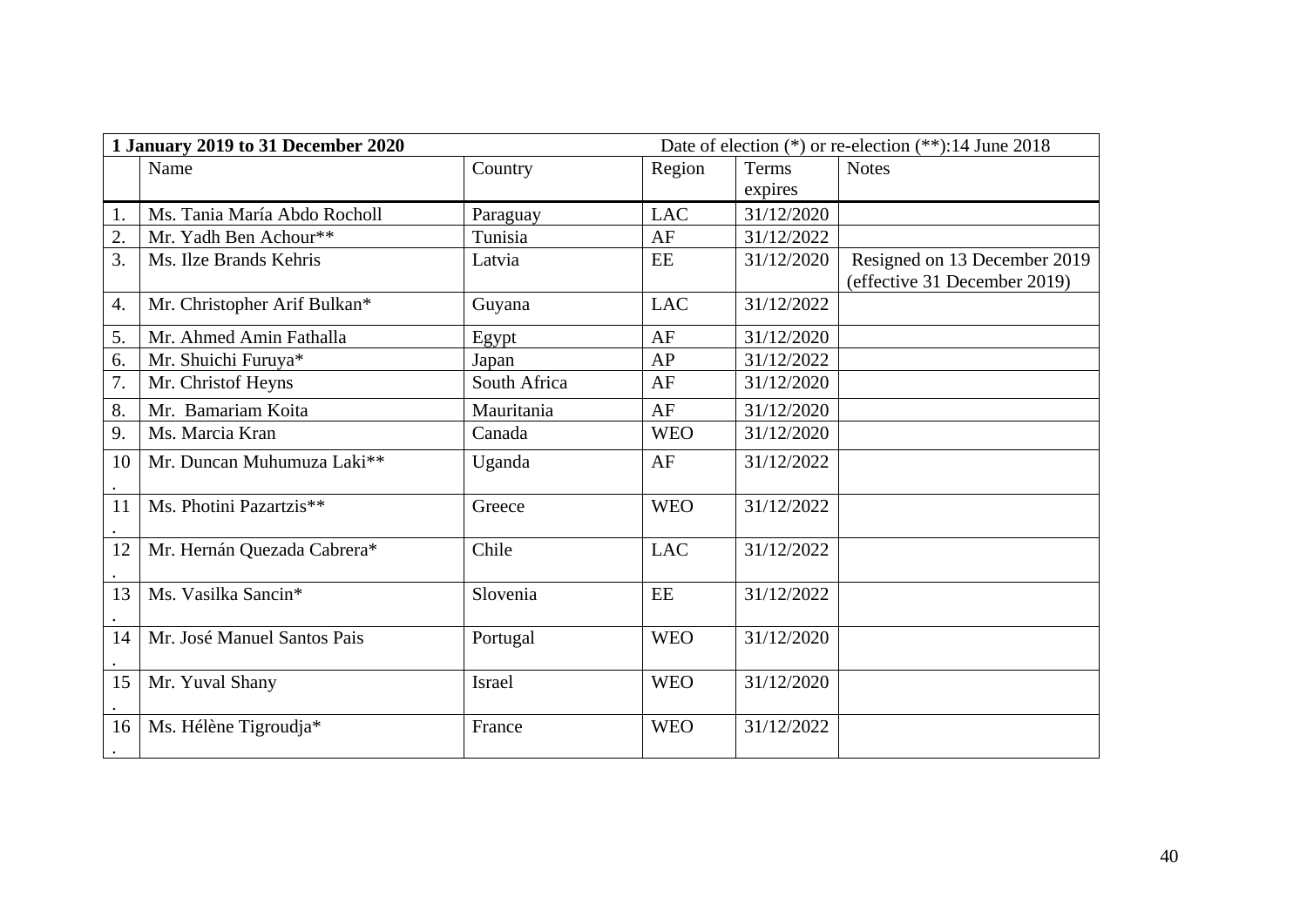| 1 January 2019 to 31 December 2020 | | | Date of election (*) or re-election (**):14 June 2018 | | |
|---|---|---|---|---|---|
| | Name | Country | Region | Terms expires | Notes |
| 1. | Ms. Tania María Abdo Rocholl | Paraguay | LAC | 31/12/2020 | |
| 2. | Mr. Yadh Ben Achour** | Tunisia | AF | 31/12/2022 | |
| 3. | Ms. Ilze Brands Kehris | Latvia | EE | 31/12/2020 | Resigned on 13 December 2019 (effective 31 December 2019) |
| 4. | Mr. Christopher Arif Bulkan* | Guyana | LAC | 31/12/2022 | |
| 5. | Mr. Ahmed Amin Fathalla | Egypt | AF | 31/12/2020 | |
| 6. | Mr. Shuichi Furuya* | Japan | AP | 31/12/2022 | |
| 7. | Mr. Christof Heyns | South Africa | AF | 31/12/2020 | |
| 8. | Mr. Bamariam Koita | Mauritania | AF | 31/12/2020 | |
| 9. | Ms. Marcia Kran | Canada | WEO | 31/12/2020 | |
| 10. | Mr. Duncan Muhumuza Laki** | Uganda | AF | 31/12/2022 | |
| 11. | Ms. Photini Pazartzis** | Greece | WEO | 31/12/2022 | |
| 12. | Mr. Hernán Quezada Cabrera* | Chile | LAC | 31/12/2022 | |
| 13. | Ms. Vasilka Sancin* | Slovenia | EE | 31/12/2022 | |
| 14. | Mr. José Manuel Santos Pais | Portugal | WEO | 31/12/2020 | |
| 15. | Mr. Yuval Shany | Israel | WEO | 31/12/2020 | |
| 16. | Ms. Hélène Tigroudja* | France | WEO | 31/12/2022 | |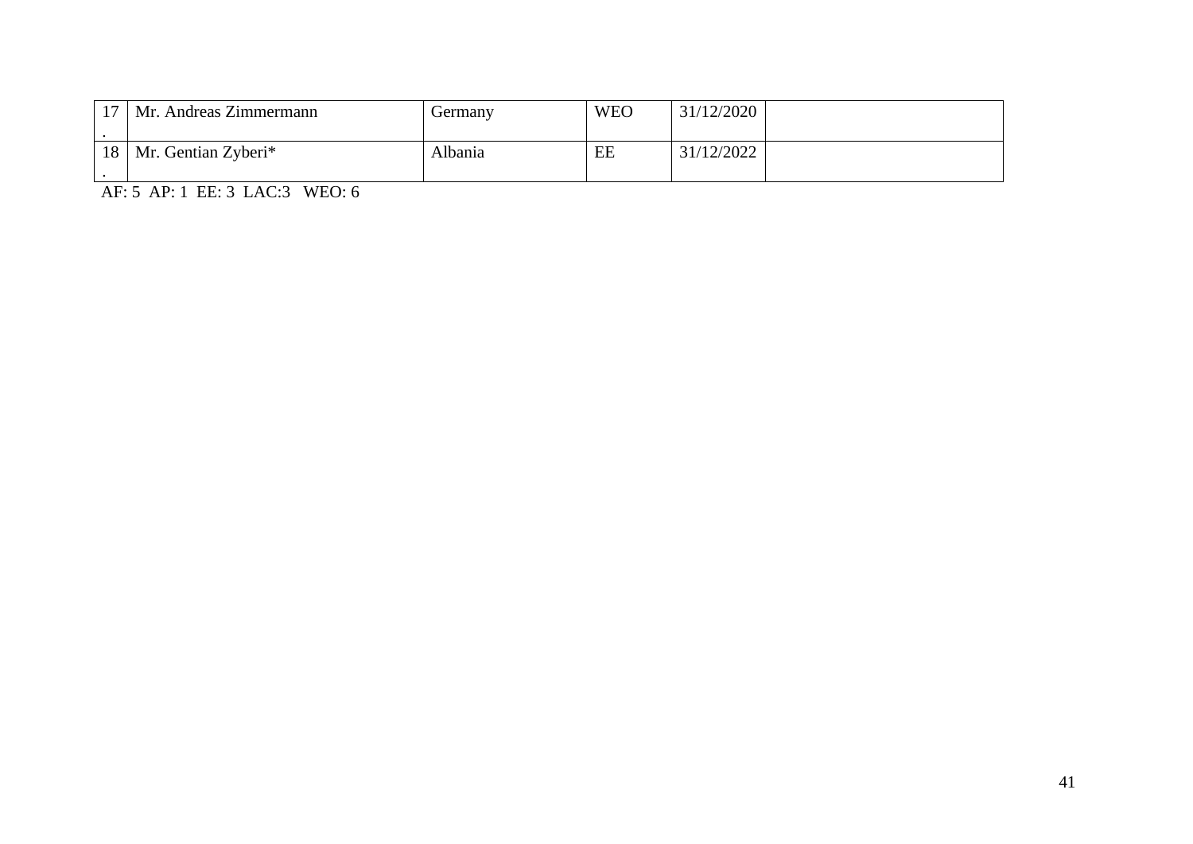| | | | | | |
|---|---|---|---|---|---|
| 17. | Mr. Andreas Zimmermann | Germany | WEO | 31/12/2020 | |
| 18. | Mr. Gentian Zyberi* | Albania | EE | 31/12/2022 | |

AF: 5 AP: 1 EE: 3 LAC:3 WEO: 6